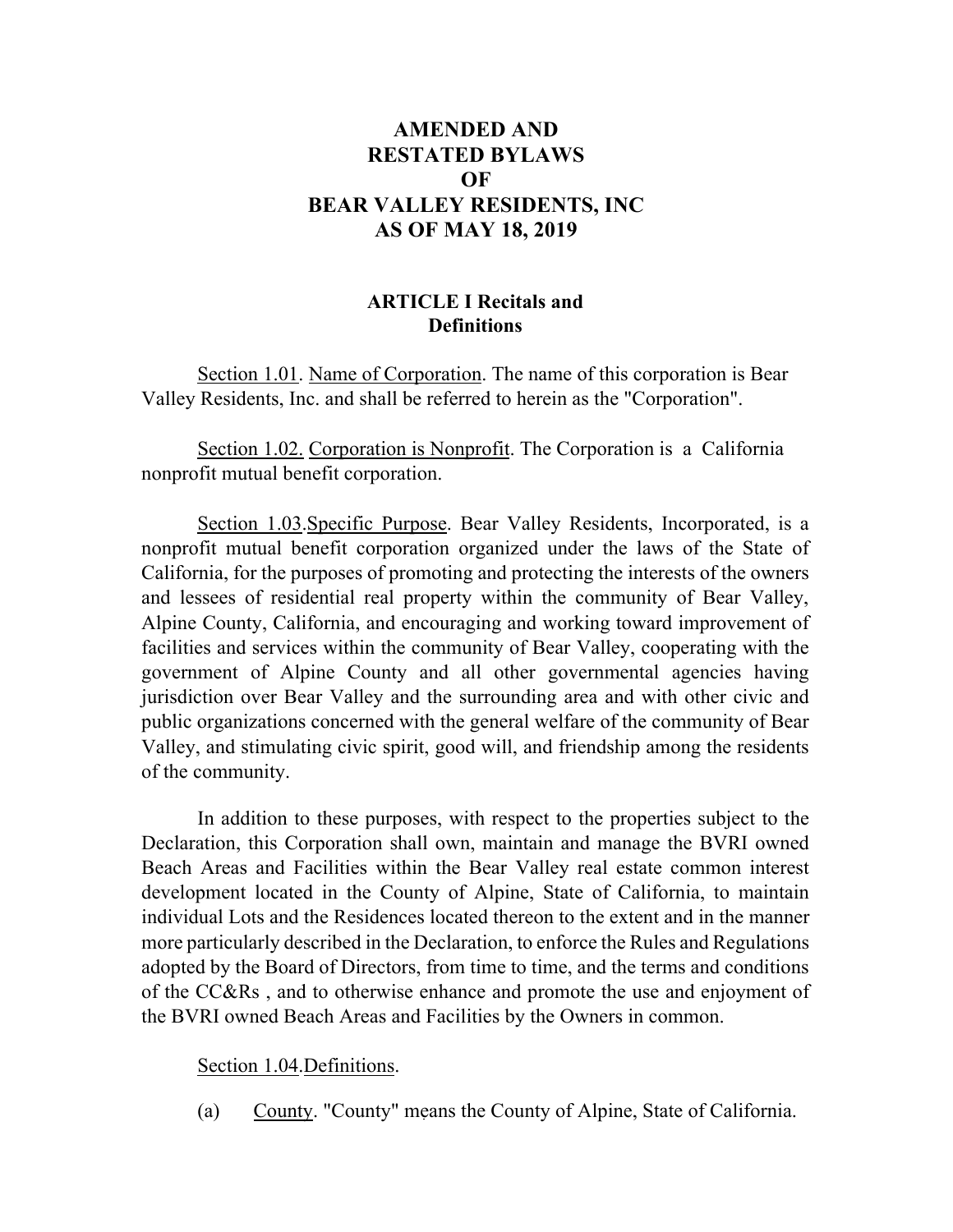# AMENDED AND RESTATED BYLAWS OF BEAR VALLEY RESIDENTS, INC AS OF MAY 18, 2019

## ARTICLE I Recitals and Definitions

Section 1.01. Name of Corporation. The name of this corporation is Bear Valley Residents, Inc. and shall be referred to herein as the "Corporation".

Section 1.02. Corporation is Nonprofit. The Corporation is a California nonprofit mutual benefit corporation.

Section 1.03.Specific Purpose. Bear Valley Residents, Incorporated, is a nonprofit mutual benefit corporation organized under the laws of the State of California, for the purposes of promoting and protecting the interests of the owners and lessees of residential real property within the community of Bear Valley, Alpine County, California, and encouraging and working toward improvement of facilities and services within the community of Bear Valley, cooperating with the government of Alpine County and all other governmental agencies having jurisdiction over Bear Valley and the surrounding area and with other civic and public organizations concerned with the general welfare of the community of Bear Valley, and stimulating civic spirit, good will, and friendship among the residents of the community.

In addition to these purposes, with respect to the properties subject to the Declaration, this Corporation shall own, maintain and manage the BVRI owned Beach Areas and Facilities within the Bear Valley real estate common interest development located in the County of Alpine, State of California, to maintain individual Lots and the Residences located thereon to the extent and in the manner more particularly described in the Declaration, to enforce the Rules and Regulations adopted by the Board of Directors, from time to time, and the terms and conditions of the CC&Rs , and to otherwise enhance and promote the use and enjoyment of the BVRI owned Beach Areas and Facilities by the Owners in common.

Section 1.04.Definitions.

(a) County. "County" means the County of Alpine, State of California.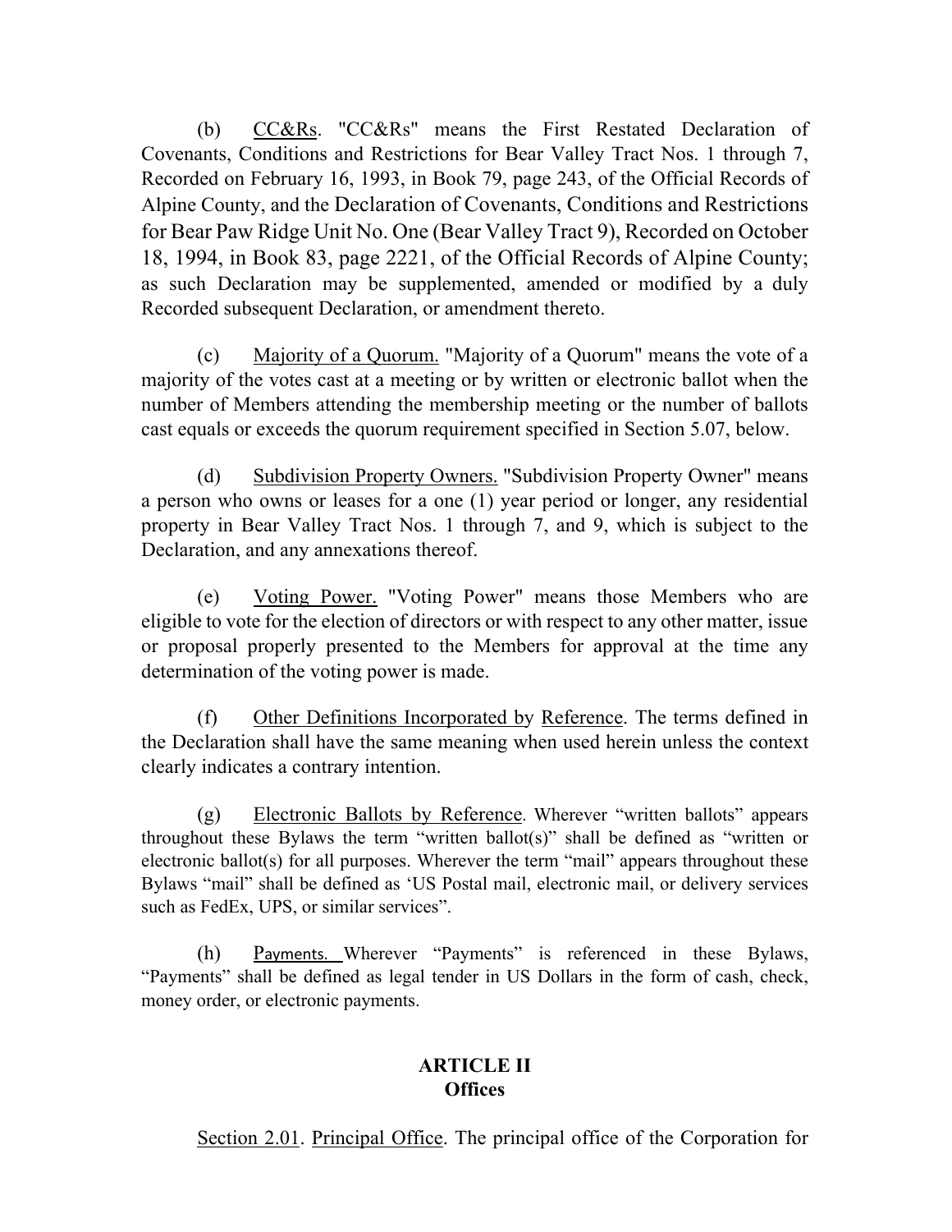(b) CC&Rs. "CC&Rs" means the First Restated Declaration of Covenants, Conditions and Restrictions for Bear Valley Tract Nos. 1 through 7, Recorded on February 16, 1993, in Book 79, page 243, of the Official Records of Alpine County, and the Declaration of Covenants, Conditions and Restrictions for Bear Paw Ridge Unit No. One (Bear Valley Tract 9), Recorded on October 18, 1994, in Book 83, page 2221, of the Official Records of Alpine County; as such Declaration may be supplemented, amended or modified by a duly Recorded subsequent Declaration, or amendment thereto.

(c) Majority of a Quorum. "Majority of a Quorum" means the vote of a majority of the votes cast at a meeting or by written or electronic ballot when the number of Members attending the membership meeting or the number of ballots cast equals or exceeds the quorum requirement specified in Section 5.07, below.

(d) Subdivision Property Owners. "Subdivision Property Owner" means a person who owns or leases for a one (1) year period or longer, any residential property in Bear Valley Tract Nos. 1 through 7, and 9, which is subject to the Declaration, and any annexations thereof.

(e) Voting Power. "Voting Power" means those Members who are eligible to vote for the election of directors or with respect to any other matter, issue or proposal properly presented to the Members for approval at the time any determination of the voting power is made.

(f) Other Definitions Incorporated by Reference. The terms defined in the Declaration shall have the same meaning when used herein unless the context clearly indicates a contrary intention.

(g) Electronic Ballots by Reference. Wherever "written ballots" appears throughout these Bylaws the term "written ballot(s)" shall be defined as "written or electronic ballot(s) for all purposes. Wherever the term "mail" appears throughout these Bylaws "mail" shall be defined as 'US Postal mail, electronic mail, or delivery services such as FedEx, UPS, or similar services".

(h) Payments. Wherever "Payments" is referenced in these Bylaws, "Payments" shall be defined as legal tender in US Dollars in the form of cash, check, money order, or electronic payments.

## ARTICLE II
## Offices

Section 2.01. Principal Office. The principal office of the Corporation for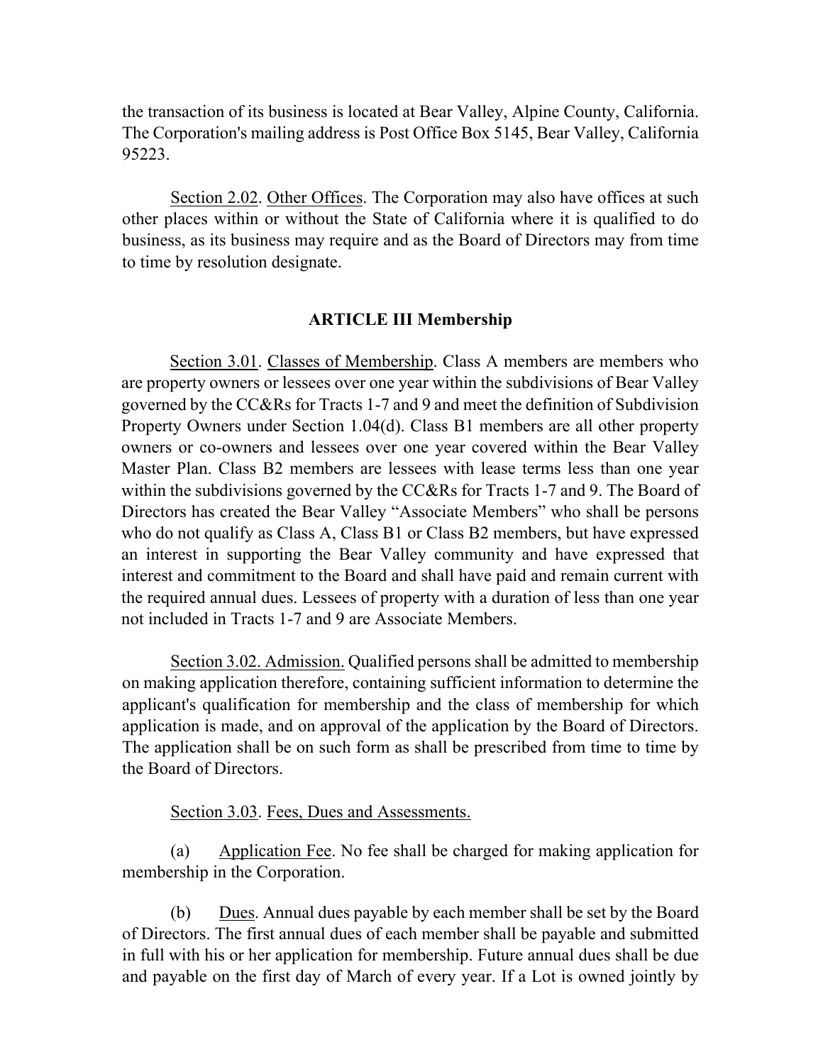the transaction of its business is located at Bear Valley, Alpine County, California. The Corporation's mailing address is Post Office Box 5145, Bear Valley, California 95223.

Section 2.02. Other Offices. The Corporation may also have offices at such other places within or without the State of California where it is qualified to do business, as its business may require and as the Board of Directors may from time to time by resolution designate.

## ARTICLE III Membership

Section 3.01. Classes of Membership. Class A members are members who are property owners or lessees over one year within the subdivisions of Bear Valley governed by the CC&Rs for Tracts 1-7 and 9 and meet the definition of Subdivision Property Owners under Section 1.04(d). Class B1 members are all other property owners or co-owners and lessees over one year covered within the Bear Valley Master Plan. Class B2 members are lessees with lease terms less than one year within the subdivisions governed by the CC&Rs for Tracts 1-7 and 9. The Board of Directors has created the Bear Valley "Associate Members" who shall be persons who do not qualify as Class A, Class B1 or Class B2 members, but have expressed an interest in supporting the Bear Valley community and have expressed that interest and commitment to the Board and shall have paid and remain current with the required annual dues. Lessees of property with a duration of less than one year not included in Tracts 1-7 and 9 are Associate Members.

Section 3.02. Admission. Qualified persons shall be admitted to membership on making application therefore, containing sufficient information to determine the applicant's qualification for membership and the class of membership for which application is made, and on approval of the application by the Board of Directors. The application shall be on such form as shall be prescribed from time to time by the Board of Directors.

Section 3.03. Fees, Dues and Assessments.

(a) Application Fee. No fee shall be charged for making application for membership in the Corporation.

(b) Dues. Annual dues payable by each member shall be set by the Board of Directors. The first annual dues of each member shall be payable and submitted in full with his or her application for membership. Future annual dues shall be due and payable on the first day of March of every year. If a Lot is owned jointly by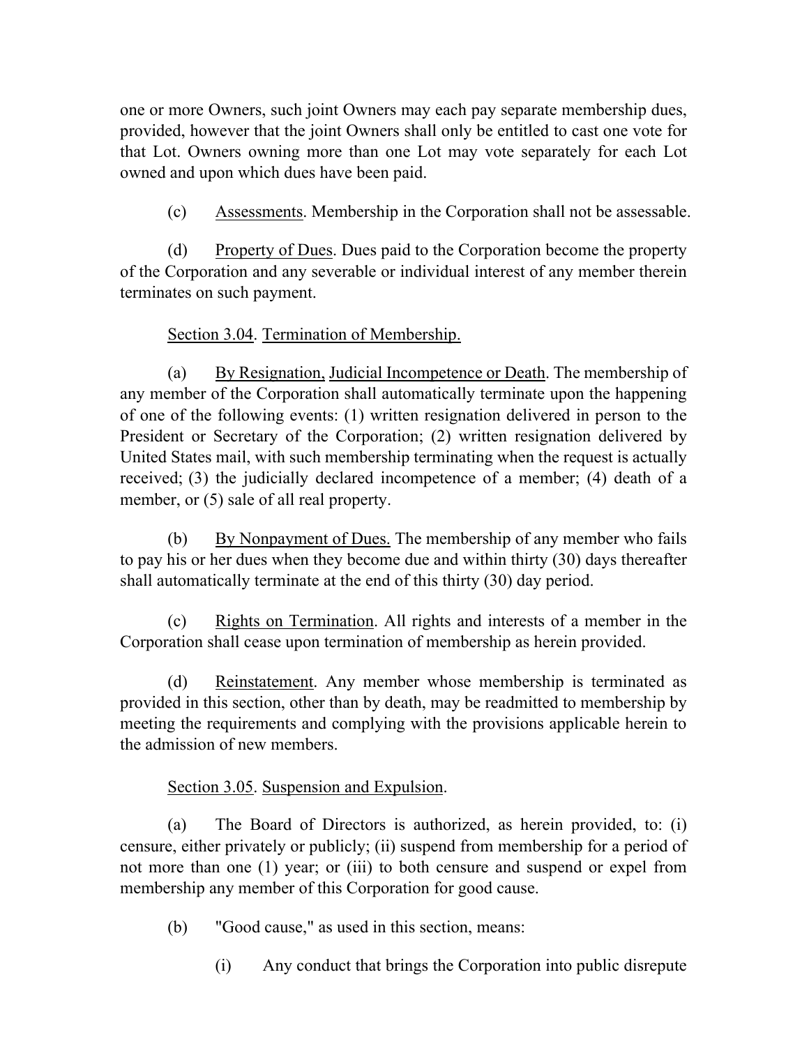one or more Owners, such joint Owners may each pay separate membership dues, provided, however that the joint Owners shall only be entitled to cast one vote for that Lot. Owners owning more than one Lot may vote separately for each Lot owned and upon which dues have been paid.

(c) Assessments. Membership in the Corporation shall not be assessable.

(d) Property of Dues. Dues paid to the Corporation become the property of the Corporation and any severable or individual interest of any member therein terminates on such payment.

Section 3.04. Termination of Membership.

(a) By Resignation, Judicial Incompetence or Death. The membership of any member of the Corporation shall automatically terminate upon the happening of one of the following events: (1) written resignation delivered in person to the President or Secretary of the Corporation; (2) written resignation delivered by United States mail, with such membership terminating when the request is actually received; (3) the judicially declared incompetence of a member; (4) death of a member, or (5) sale of all real property.

(b) By Nonpayment of Dues. The membership of any member who fails to pay his or her dues when they become due and within thirty (30) days thereafter shall automatically terminate at the end of this thirty (30) day period.

(c) Rights on Termination. All rights and interests of a member in the Corporation shall cease upon termination of membership as herein provided.

(d) Reinstatement. Any member whose membership is terminated as provided in this section, other than by death, may be readmitted to membership by meeting the requirements and complying with the provisions applicable herein to the admission of new members.

Section 3.05. Suspension and Expulsion.

(a) The Board of Directors is authorized, as herein provided, to: (i) censure, either privately or publicly; (ii) suspend from membership for a period of not more than one (1) year; or (iii) to both censure and suspend or expel from membership any member of this Corporation for good cause.

(b) "Good cause," as used in this section, means:

(i) Any conduct that brings the Corporation into public disrepute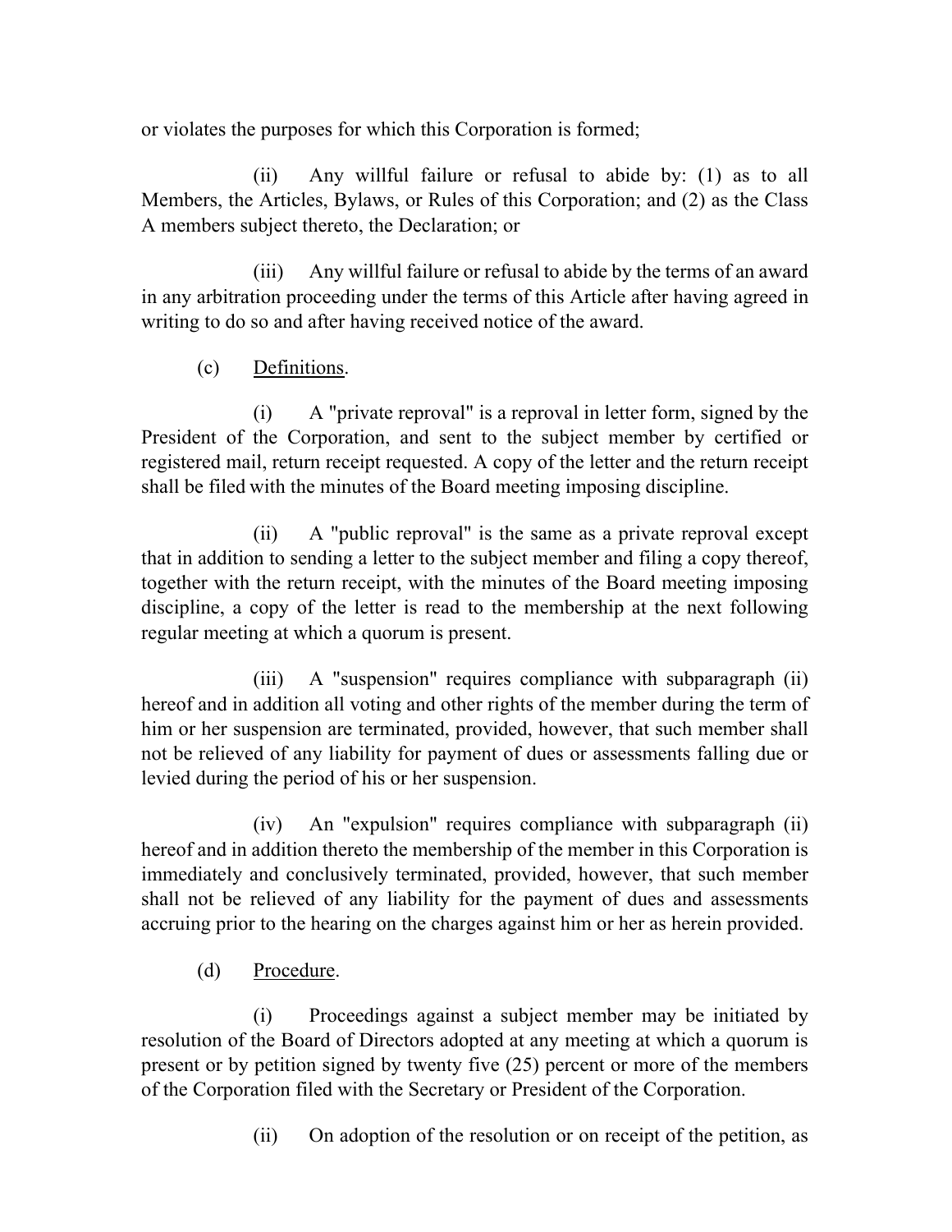or violates the purposes for which this Corporation is formed;

(ii) Any willful failure or refusal to abide by: (1) as to all Members, the Articles, Bylaws, or Rules of this Corporation; and (2) as the Class A members subject thereto, the Declaration; or

(iii) Any willful failure or refusal to abide by the terms of an award in any arbitration proceeding under the terms of this Article after having agreed in writing to do so and after having received notice of the award.

(c) Definitions.

(i) A "private reproval" is a reproval in letter form, signed by the President of the Corporation, and sent to the subject member by certified or registered mail, return receipt requested. A copy of the letter and the return receipt shall be filed with the minutes of the Board meeting imposing discipline.

(ii) A "public reproval" is the same as a private reproval except that in addition to sending a letter to the subject member and filing a copy thereof, together with the return receipt, with the minutes of the Board meeting imposing discipline, a copy of the letter is read to the membership at the next following regular meeting at which a quorum is present.

(iii) A "suspension" requires compliance with subparagraph (ii) hereof and in addition all voting and other rights of the member during the term of him or her suspension are terminated, provided, however, that such member shall not be relieved of any liability for payment of dues or assessments falling due or levied during the period of his or her suspension.

(iv) An "expulsion" requires compliance with subparagraph (ii) hereof and in addition thereto the membership of the member in this Corporation is immediately and conclusively terminated, provided, however, that such member shall not be relieved of any liability for the payment of dues and assessments accruing prior to the hearing on the charges against him or her as herein provided.

(d) Procedure.

(i) Proceedings against a subject member may be initiated by resolution of the Board of Directors adopted at any meeting at which a quorum is present or by petition signed by twenty five (25) percent or more of the members of the Corporation filed with the Secretary or President of the Corporation.

(ii) On adoption of the resolution or on receipt of the petition, as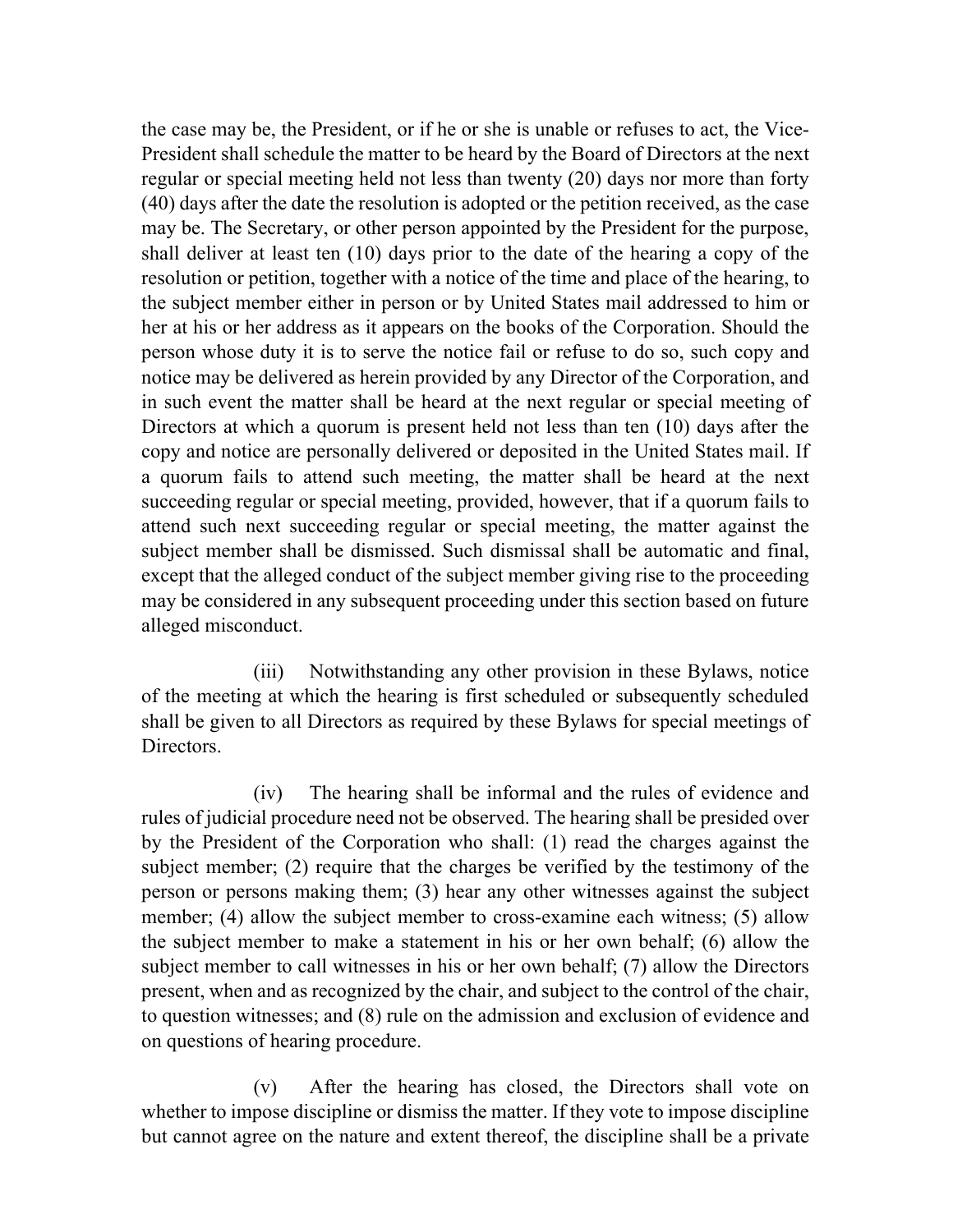the case may be, the President, or if he or she is unable or refuses to act, the Vice-President shall schedule the matter to be heard by the Board of Directors at the next regular or special meeting held not less than twenty (20) days nor more than forty (40) days after the date the resolution is adopted or the petition received, as the case may be. The Secretary, or other person appointed by the President for the purpose, shall deliver at least ten (10) days prior to the date of the hearing a copy of the resolution or petition, together with a notice of the time and place of the hearing, to the subject member either in person or by United States mail addressed to him or her at his or her address as it appears on the books of the Corporation. Should the person whose duty it is to serve the notice fail or refuse to do so, such copy and notice may be delivered as herein provided by any Director of the Corporation, and in such event the matter shall be heard at the next regular or special meeting of Directors at which a quorum is present held not less than ten (10) days after the copy and notice are personally delivered or deposited in the United States mail. If a quorum fails to attend such meeting, the matter shall be heard at the next succeeding regular or special meeting, provided, however, that if a quorum fails to attend such next succeeding regular or special meeting, the matter against the subject member shall be dismissed. Such dismissal shall be automatic and final, except that the alleged conduct of the subject member giving rise to the proceeding may be considered in any subsequent proceeding under this section based on future alleged misconduct.

(iii) Notwithstanding any other provision in these Bylaws, notice of the meeting at which the hearing is first scheduled or subsequently scheduled shall be given to all Directors as required by these Bylaws for special meetings of Directors.

(iv) The hearing shall be informal and the rules of evidence and rules of judicial procedure need not be observed. The hearing shall be presided over by the President of the Corporation who shall: (1) read the charges against the subject member; (2) require that the charges be verified by the testimony of the person or persons making them; (3) hear any other witnesses against the subject member; (4) allow the subject member to cross-examine each witness; (5) allow the subject member to make a statement in his or her own behalf; (6) allow the subject member to call witnesses in his or her own behalf; (7) allow the Directors present, when and as recognized by the chair, and subject to the control of the chair, to question witnesses; and (8) rule on the admission and exclusion of evidence and on questions of hearing procedure.

(v) After the hearing has closed, the Directors shall vote on whether to impose discipline or dismiss the matter. If they vote to impose discipline but cannot agree on the nature and extent thereof, the discipline shall be a private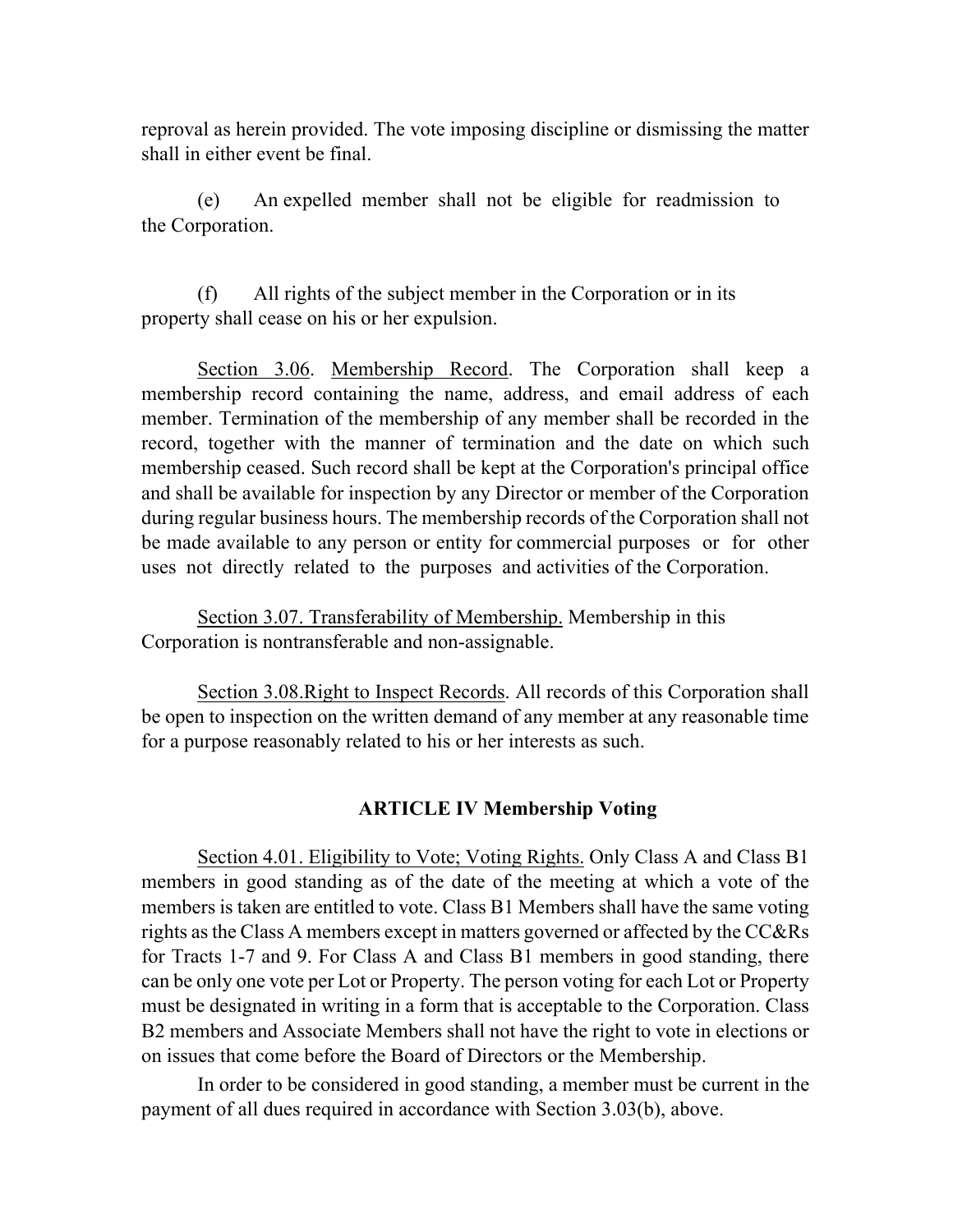reproval as herein provided. The vote imposing discipline or dismissing the matter shall in either event be final.

(e) An expelled member shall not be eligible for readmission to the Corporation.

(f) All rights of the subject member in the Corporation or in its property shall cease on his or her expulsion.

<u>Section 3.06</u>. <u>Membership Record</u>. The Corporation shall keep a membership record containing the name, address, and email address of each member. Termination of the membership of any member shall be recorded in the record, together with the manner of termination and the date on which such membership ceased. Such record shall be kept at the Corporation's principal office and shall be available for inspection by any Director or member of the Corporation during regular business hours. The membership records of the Corporation shall not be made available to any person or entity for commercial purposes or for other uses not directly related to the purposes and activities of the Corporation.

<u>Section 3.07. Transferability of Membership.</u> Membership in this Corporation is nontransferable and non-assignable.

<u>Section 3.08.Right to Inspect Records</u>. All records of this Corporation shall be open to inspection on the written demand of any member at any reasonable time for a purpose reasonably related to his or her interests as such.

## ARTICLE IV Membership Voting

<u>Section 4.01. Eligibility to Vote; Voting Rights.</u> Only Class A and Class B1 members in good standing as of the date of the meeting at which a vote of the members is taken are entitled to vote. Class B1 Members shall have the same voting rights as the Class A members except in matters governed or affected by the CC&Rs for Tracts 1-7 and 9. For Class A and Class B1 members in good standing, there can be only one vote per Lot or Property. The person voting for each Lot or Property must be designated in writing in a form that is acceptable to the Corporation. Class B2 members and Associate Members shall not have the right to vote in elections or on issues that come before the Board of Directors or the Membership.

In order to be considered in good standing, a member must be current in the payment of all dues required in accordance with Section 3.03(b), above.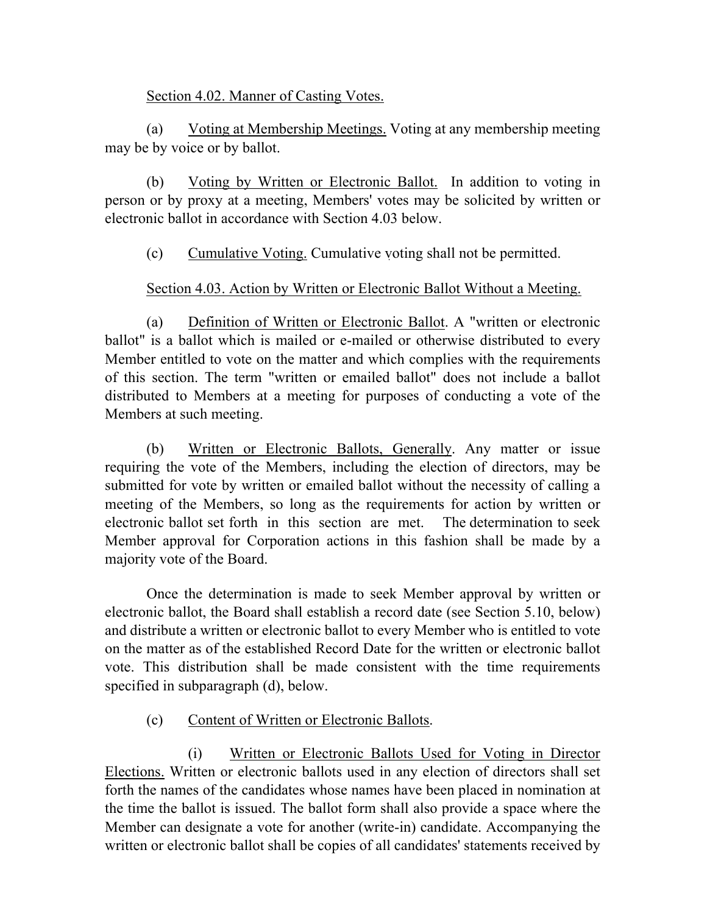Section 4.02. Manner of Casting Votes.

(a) Voting at Membership Meetings. Voting at any membership meeting may be by voice or by ballot.

(b) Voting by Written or Electronic Ballot. In addition to voting in person or by proxy at a meeting, Members' votes may be solicited by written or electronic ballot in accordance with Section 4.03 below.

(c) Cumulative Voting. Cumulative voting shall not be permitted.

Section 4.03. Action by Written or Electronic Ballot Without a Meeting.

(a) Definition of Written or Electronic Ballot. A "written or electronic ballot" is a ballot which is mailed or e-mailed or otherwise distributed to every Member entitled to vote on the matter and which complies with the requirements of this section. The term "written or emailed ballot" does not include a ballot distributed to Members at a meeting for purposes of conducting a vote of the Members at such meeting.

(b) Written or Electronic Ballots, Generally. Any matter or issue requiring the vote of the Members, including the election of directors, may be submitted for vote by written or emailed ballot without the necessity of calling a meeting of the Members, so long as the requirements for action by written or electronic ballot set forth in this section are met. The determination to seek Member approval for Corporation actions in this fashion shall be made by a majority vote of the Board.

Once the determination is made to seek Member approval by written or electronic ballot, the Board shall establish a record date (see Section 5.10, below) and distribute a written or electronic ballot to every Member who is entitled to vote on the matter as of the established Record Date for the written or electronic ballot vote. This distribution shall be made consistent with the time requirements specified in subparagraph (d), below.

(c) Content of Written or Electronic Ballots.

(i) Written or Electronic Ballots Used for Voting in Director Elections. Written or electronic ballots used in any election of directors shall set forth the names of the candidates whose names have been placed in nomination at the time the ballot is issued. The ballot form shall also provide a space where the Member can designate a vote for another (write-in) candidate. Accompanying the written or electronic ballot shall be copies of all candidates' statements received by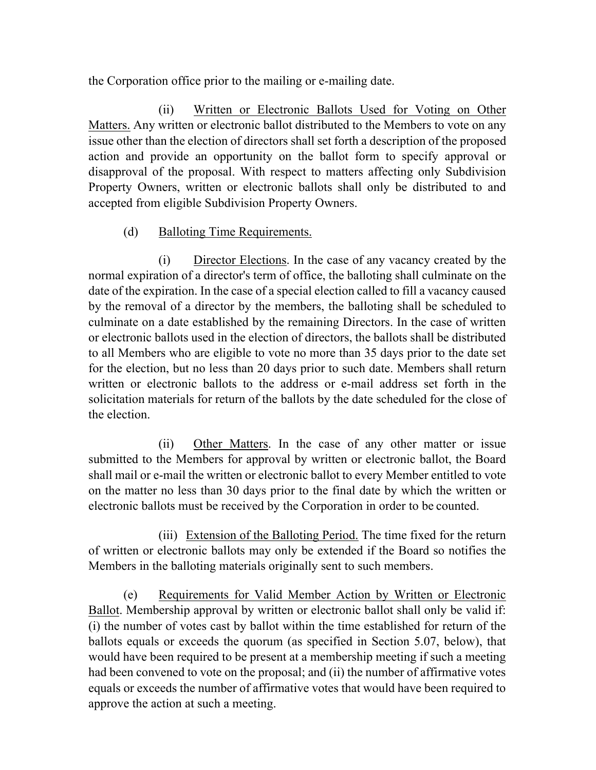the Corporation office prior to the mailing or e-mailing date.

(ii) Written or Electronic Ballots Used for Voting on Other Matters. Any written or electronic ballot distributed to the Members to vote on any issue other than the election of directors shall set forth a description of the proposed action and provide an opportunity on the ballot form to specify approval or disapproval of the proposal. With respect to matters affecting only Subdivision Property Owners, written or electronic ballots shall only be distributed to and accepted from eligible Subdivision Property Owners.

(d) Balloting Time Requirements.

(i) Director Elections. In the case of any vacancy created by the normal expiration of a director's term of office, the balloting shall culminate on the date of the expiration. In the case of a special election called to fill a vacancy caused by the removal of a director by the members, the balloting shall be scheduled to culminate on a date established by the remaining Directors. In the case of written or electronic ballots used in the election of directors, the ballots shall be distributed to all Members who are eligible to vote no more than 35 days prior to the date set for the election, but no less than 20 days prior to such date. Members shall return written or electronic ballots to the address or e-mail address set forth in the solicitation materials for return of the ballots by the date scheduled for the close of the election.

(ii) Other Matters. In the case of any other matter or issue submitted to the Members for approval by written or electronic ballot, the Board shall mail or e-mail the written or electronic ballot to every Member entitled to vote on the matter no less than 30 days prior to the final date by which the written or electronic ballots must be received by the Corporation in order to be counted.

(iii) Extension of the Balloting Period. The time fixed for the return of written or electronic ballots may only be extended if the Board so notifies the Members in the balloting materials originally sent to such members.

(e) Requirements for Valid Member Action by Written or Electronic Ballot. Membership approval by written or electronic ballot shall only be valid if: (i) the number of votes cast by ballot within the time established for return of the ballots equals or exceeds the quorum (as specified in Section 5.07, below), that would have been required to be present at a membership meeting if such a meeting had been convened to vote on the proposal; and (ii) the number of affirmative votes equals or exceeds the number of affirmative votes that would have been required to approve the action at such a meeting.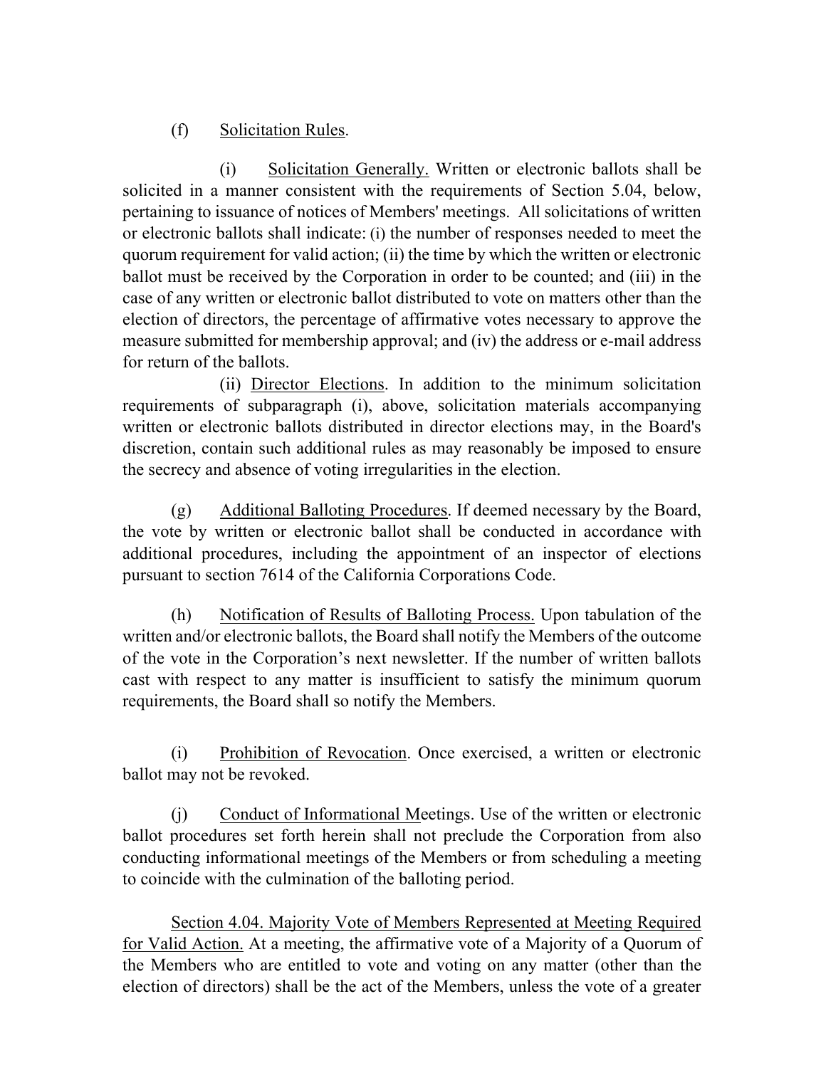(f) <u>Solicitation Rules</u>.

(i) <u>Solicitation Generally.</u> Written or electronic ballots shall be solicited in a manner consistent with the requirements of Section 5.04, below, pertaining to issuance of notices of Members' meetings. All solicitations of written or electronic ballots shall indicate: (i) the number of responses needed to meet the quorum requirement for valid action; (ii) the time by which the written or electronic ballot must be received by the Corporation in order to be counted; and (iii) in the case of any written or electronic ballot distributed to vote on matters other than the election of directors, the percentage of affirmative votes necessary to approve the measure submitted for membership approval; and (iv) the address or e-mail address for return of the ballots.

(ii) <u>Director Elections</u>. In addition to the minimum solicitation requirements of subparagraph (i), above, solicitation materials accompanying written or electronic ballots distributed in director elections may, in the Board's discretion, contain such additional rules as may reasonably be imposed to ensure the secrecy and absence of voting irregularities in the election.

(g) <u>Additional Balloting Procedures</u>. If deemed necessary by the Board, the vote by written or electronic ballot shall be conducted in accordance with additional procedures, including the appointment of an inspector of elections pursuant to section 7614 of the California Corporations Code.

(h) <u>Notification of Results of Balloting Process.</u> Upon tabulation of the written and/or electronic ballots, the Board shall notify the Members of the outcome of the vote in the Corporation's next newsletter. If the number of written ballots cast with respect to any matter is insufficient to satisfy the minimum quorum requirements, the Board shall so notify the Members.

(i) <u>Prohibition of Revocation</u>. Once exercised, a written or electronic ballot may not be revoked.

(j) <u>Conduct of Informational Meetings</u>. Use of the written or electronic ballot procedures set forth herein shall not preclude the Corporation from also conducting informational meetings of the Members or from scheduling a meeting to coincide with the culmination of the balloting period.

<u>Section 4.04. Majority Vote of Members Represented at Meeting Required for Valid Action.</u> At a meeting, the affirmative vote of a Majority of a Quorum of the Members who are entitled to vote and voting on any matter (other than the election of directors) shall be the act of the Members, unless the vote of a greater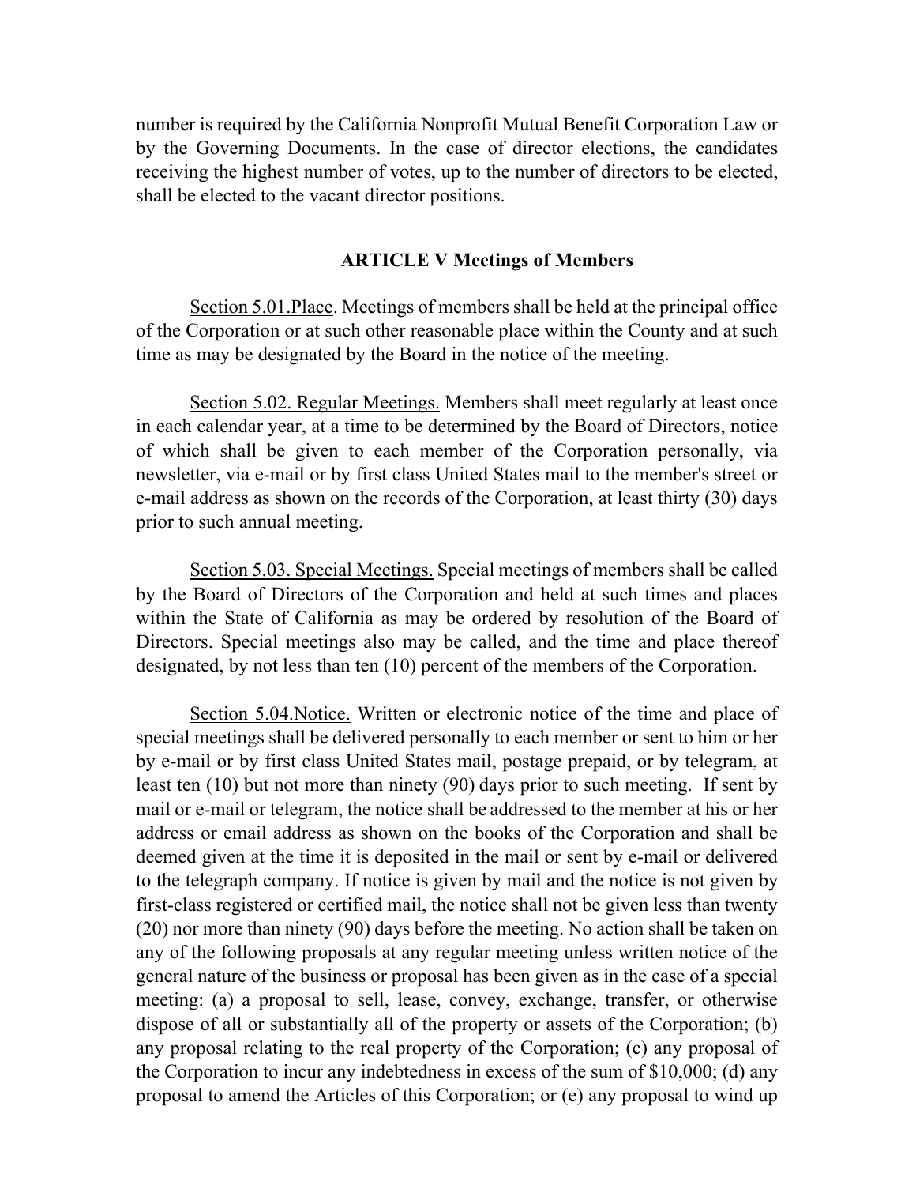number is required by the California Nonprofit Mutual Benefit Corporation Law or by the Governing Documents. In the case of director elections, the candidates receiving the highest number of votes, up to the number of directors to be elected, shall be elected to the vacant director positions.

## ARTICLE V Meetings of Members

Section 5.01.Place. Meetings of members shall be held at the principal office of the Corporation or at such other reasonable place within the County and at such time as may be designated by the Board in the notice of the meeting.

Section 5.02. Regular Meetings. Members shall meet regularly at least once in each calendar year, at a time to be determined by the Board of Directors, notice of which shall be given to each member of the Corporation personally, via newsletter, via e-mail or by first class United States mail to the member's street or e-mail address as shown on the records of the Corporation, at least thirty (30) days prior to such annual meeting.

Section 5.03. Special Meetings. Special meetings of members shall be called by the Board of Directors of the Corporation and held at such times and places within the State of California as may be ordered by resolution of the Board of Directors. Special meetings also may be called, and the time and place thereof designated, by not less than ten (10) percent of the members of the Corporation.

Section 5.04.Notice. Written or electronic notice of the time and place of special meetings shall be delivered personally to each member or sent to him or her by e-mail or by first class United States mail, postage prepaid, or by telegram, at least ten (10) but not more than ninety (90) days prior to such meeting. If sent by mail or e-mail or telegram, the notice shall be addressed to the member at his or her address or email address as shown on the books of the Corporation and shall be deemed given at the time it is deposited in the mail or sent by e-mail or delivered to the telegraph company. If notice is given by mail and the notice is not given by first-class registered or certified mail, the notice shall not be given less than twenty (20) nor more than ninety (90) days before the meeting. No action shall be taken on any of the following proposals at any regular meeting unless written notice of the general nature of the business or proposal has been given as in the case of a special meeting: (a) a proposal to sell, lease, convey, exchange, transfer, or otherwise dispose of all or substantially all of the property or assets of the Corporation; (b) any proposal relating to the real property of the Corporation; (c) any proposal of the Corporation to incur any indebtedness in excess of the sum of $10,000; (d) any proposal to amend the Articles of this Corporation; or (e) any proposal to wind up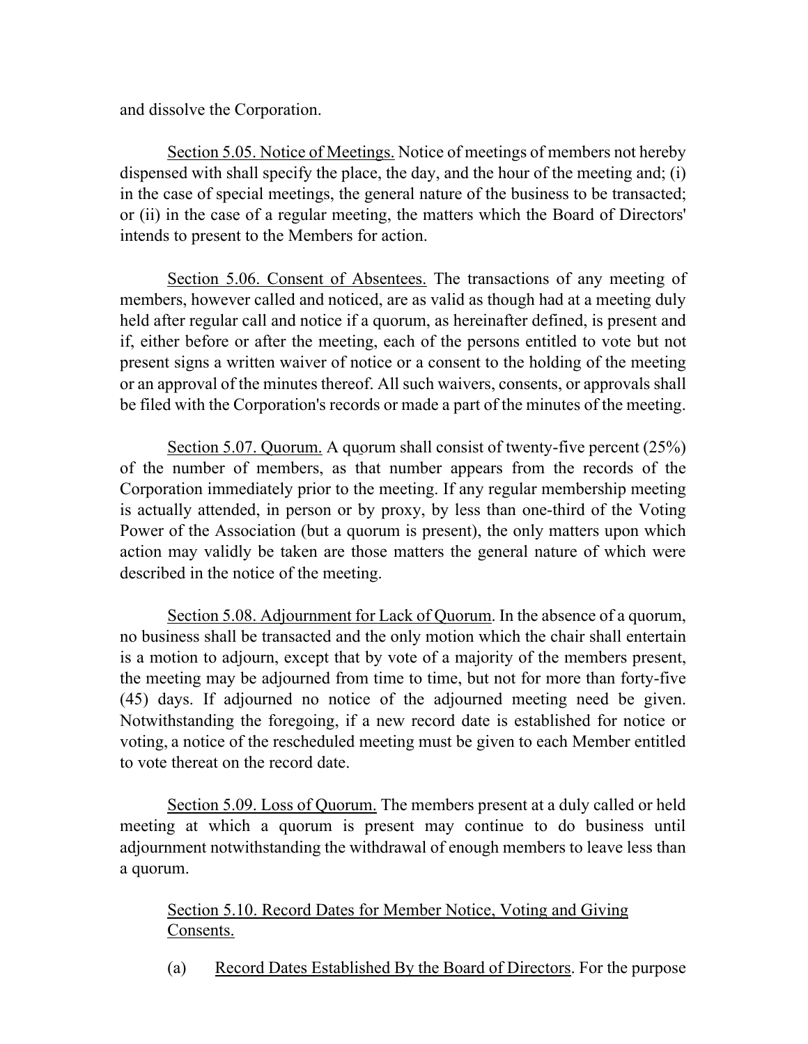and dissolve the Corporation.

Section 5.05. Notice of Meetings. Notice of meetings of members not hereby dispensed with shall specify the place, the day, and the hour of the meeting and; (i) in the case of special meetings, the general nature of the business to be transacted; or (ii) in the case of a regular meeting, the matters which the Board of Directors' intends to present to the Members for action.

Section 5.06. Consent of Absentees. The transactions of any meeting of members, however called and noticed, are as valid as though had at a meeting duly held after regular call and notice if a quorum, as hereinafter defined, is present and if, either before or after the meeting, each of the persons entitled to vote but not present signs a written waiver of notice or a consent to the holding of the meeting or an approval of the minutes thereof. All such waivers, consents, or approvals shall be filed with the Corporation's records or made a part of the minutes of the meeting.

Section 5.07. Quorum. A quorum shall consist of twenty-five percent (25%) of the number of members, as that number appears from the records of the Corporation immediately prior to the meeting. If any regular membership meeting is actually attended, in person or by proxy, by less than one-third of the Voting Power of the Association (but a quorum is present), the only matters upon which action may validly be taken are those matters the general nature of which were described in the notice of the meeting.

Section 5.08. Adjournment for Lack of Quorum. In the absence of a quorum, no business shall be transacted and the only motion which the chair shall entertain is a motion to adjourn, except that by vote of a majority of the members present, the meeting may be adjourned from time to time, but not for more than forty-five (45) days. If adjourned no notice of the adjourned meeting need be given. Notwithstanding the foregoing, if a new record date is established for notice or voting, a notice of the rescheduled meeting must be given to each Member entitled to vote thereat on the record date.

Section 5.09. Loss of Quorum. The members present at a duly called or held meeting at which a quorum is present may continue to do business until adjournment notwithstanding the withdrawal of enough members to leave less than a quorum.

Section 5.10. Record Dates for Member Notice, Voting and Giving Consents.

(a) Record Dates Established By the Board of Directors. For the purpose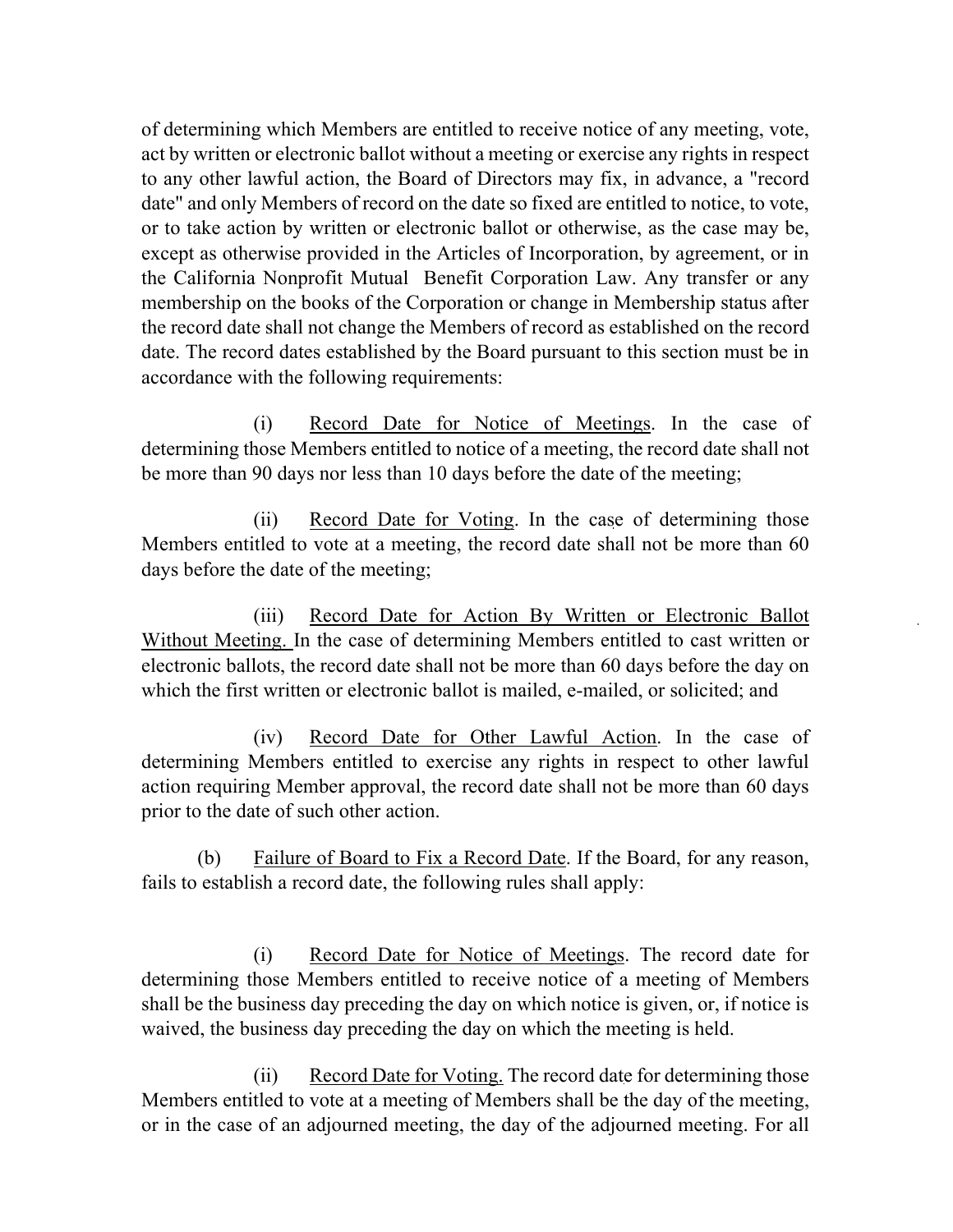of determining which Members are entitled to receive notice of any meeting, vote, act by written or electronic ballot without a meeting or exercise any rights in respect to any other lawful action, the Board of Directors may fix, in advance, a "record date" and only Members of record on the date so fixed are entitled to notice, to vote, or to take action by written or electronic ballot or otherwise, as the case may be, except as otherwise provided in the Articles of Incorporation, by agreement, or in the California Nonprofit Mutual Benefit Corporation Law. Any transfer or any membership on the books of the Corporation or change in Membership status after the record date shall not change the Members of record as established on the record date. The record dates established by the Board pursuant to this section must be in accordance with the following requirements:

(i) Record Date for Notice of Meetings. In the case of determining those Members entitled to notice of a meeting, the record date shall not be more than 90 days nor less than 10 days before the date of the meeting;

(ii) Record Date for Voting. In the case of determining those Members entitled to vote at a meeting, the record date shall not be more than 60 days before the date of the meeting;

(iii) Record Date for Action By Written or Electronic Ballot Without Meeting. In the case of determining Members entitled to cast written or electronic ballots, the record date shall not be more than 60 days before the day on which the first written or electronic ballot is mailed, e-mailed, or solicited; and

(iv) Record Date for Other Lawful Action. In the case of determining Members entitled to exercise any rights in respect to other lawful action requiring Member approval, the record date shall not be more than 60 days prior to the date of such other action.

(b) Failure of Board to Fix a Record Date. If the Board, for any reason, fails to establish a record date, the following rules shall apply:

(i) Record Date for Notice of Meetings. The record date for determining those Members entitled to receive notice of a meeting of Members shall be the business day preceding the day on which notice is given, or, if notice is waived, the business day preceding the day on which the meeting is held.

(ii) Record Date for Voting. The record date for determining those Members entitled to vote at a meeting of Members shall be the day of the meeting, or in the case of an adjourned meeting, the day of the adjourned meeting. For all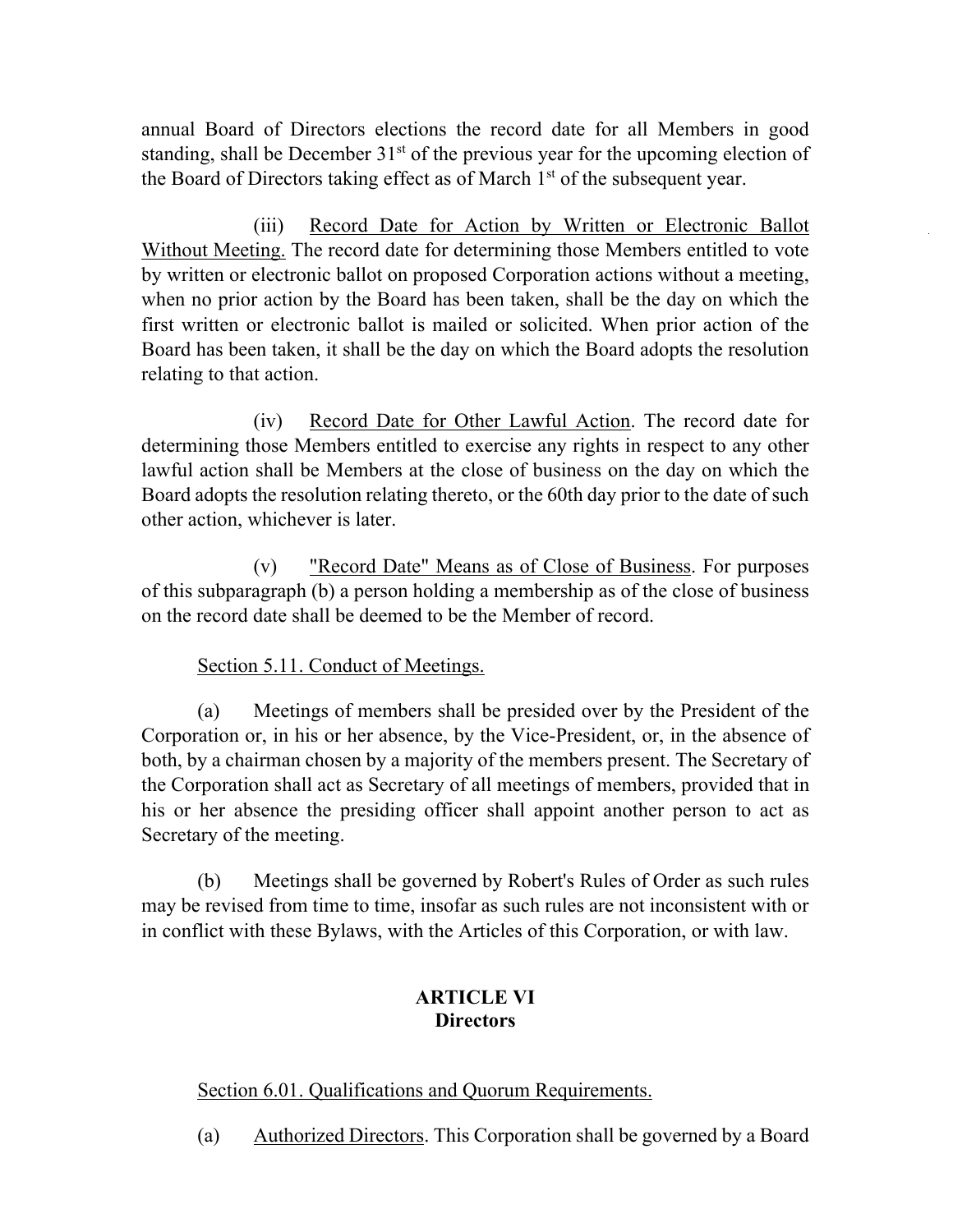annual Board of Directors elections the record date for all Members in good standing, shall be December 31st of the previous year for the upcoming election of the Board of Directors taking effect as of March 1st of the subsequent year.

(iii) Record Date for Action by Written or Electronic Ballot Without Meeting. The record date for determining those Members entitled to vote by written or electronic ballot on proposed Corporation actions without a meeting, when no prior action by the Board has been taken, shall be the day on which the first written or electronic ballot is mailed or solicited. When prior action of the Board has been taken, it shall be the day on which the Board adopts the resolution relating to that action.

(iv) Record Date for Other Lawful Action. The record date for determining those Members entitled to exercise any rights in respect to any other lawful action shall be Members at the close of business on the day on which the Board adopts the resolution relating thereto, or the 60th day prior to the date of such other action, whichever is later.

(v) "Record Date" Means as of Close of Business. For purposes of this subparagraph (b) a person holding a membership as of the close of business on the record date shall be deemed to be the Member of record.

Section 5.11. Conduct of Meetings.

(a) Meetings of members shall be presided over by the President of the Corporation or, in his or her absence, by the Vice-President, or, in the absence of both, by a chairman chosen by a majority of the members present. The Secretary of the Corporation shall act as Secretary of all meetings of members, provided that in his or her absence the presiding officer shall appoint another person to act as Secretary of the meeting.

(b) Meetings shall be governed by Robert's Rules of Order as such rules may be revised from time to time, insofar as such rules are not inconsistent with or in conflict with these Bylaws, with the Articles of this Corporation, or with law.

## ARTICLE VI
## Directors

Section 6.01. Qualifications and Quorum Requirements.

(a) Authorized Directors. This Corporation shall be governed by a Board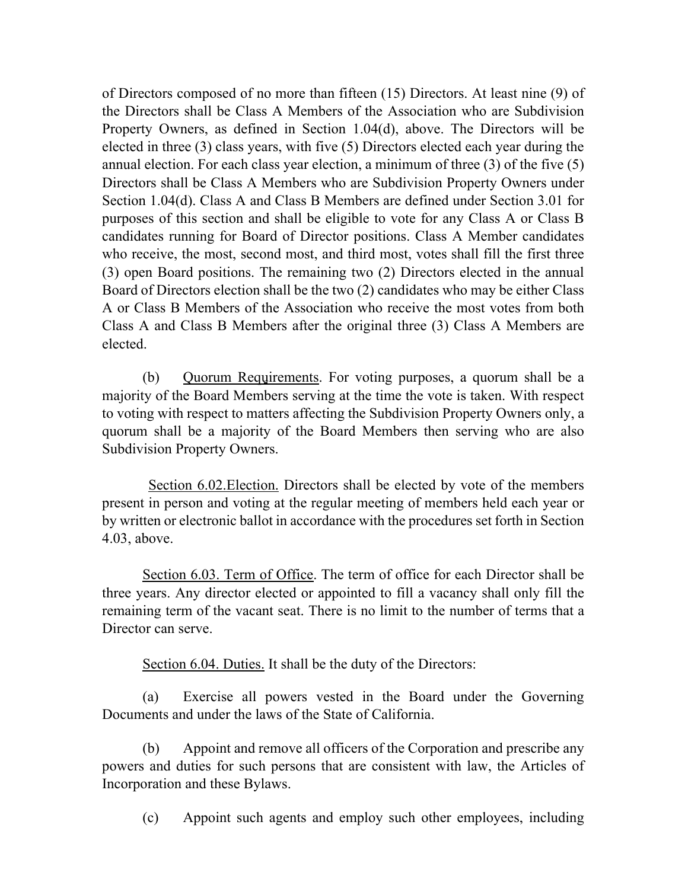of Directors composed of no more than fifteen (15) Directors. At least nine (9) of the Directors shall be Class A Members of the Association who are Subdivision Property Owners, as defined in Section 1.04(d), above. The Directors will be elected in three (3) class years, with five (5) Directors elected each year during the annual election. For each class year election, a minimum of three (3) of the five (5) Directors shall be Class A Members who are Subdivision Property Owners under Section 1.04(d). Class A and Class B Members are defined under Section 3.01 for purposes of this section and shall be eligible to vote for any Class A or Class B candidates running for Board of Director positions. Class A Member candidates who receive, the most, second most, and third most, votes shall fill the first three (3) open Board positions. The remaining two (2) Directors elected in the annual Board of Directors election shall be the two (2) candidates who may be either Class A or Class B Members of the Association who receive the most votes from both Class A and Class B Members after the original three (3) Class A Members are elected.

(b) Quorum Requirements. For voting purposes, a quorum shall be a majority of the Board Members serving at the time the vote is taken. With respect to voting with respect to matters affecting the Subdivision Property Owners only, a quorum shall be a majority of the Board Members then serving who are also Subdivision Property Owners.

Section 6.02.Election. Directors shall be elected by vote of the members present in person and voting at the regular meeting of members held each year or by written or electronic ballot in accordance with the procedures set forth in Section 4.03, above.

Section 6.03. Term of Office. The term of office for each Director shall be three years. Any director elected or appointed to fill a vacancy shall only fill the remaining term of the vacant seat. There is no limit to the number of terms that a Director can serve.

Section 6.04. Duties. It shall be the duty of the Directors:

(a) Exercise all powers vested in the Board under the Governing Documents and under the laws of the State of California.

(b) Appoint and remove all officers of the Corporation and prescribe any powers and duties for such persons that are consistent with law, the Articles of Incorporation and these Bylaws.

(c) Appoint such agents and employ such other employees, including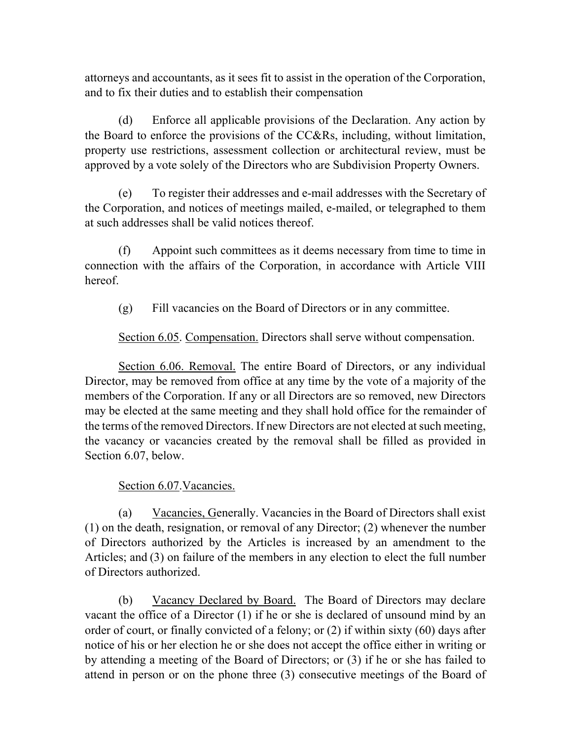attorneys and accountants, as it sees fit to assist in the operation of the Corporation, and to fix their duties and to establish their compensation

(d) Enforce all applicable provisions of the Declaration. Any action by the Board to enforce the provisions of the CC&Rs, including, without limitation, property use restrictions, assessment collection or architectural review, must be approved by a vote solely of the Directors who are Subdivision Property Owners.

(e) To register their addresses and e-mail addresses with the Secretary of the Corporation, and notices of meetings mailed, e-mailed, or telegraphed to them at such addresses shall be valid notices thereof.

(f) Appoint such committees as it deems necessary from time to time in connection with the affairs of the Corporation, in accordance with Article VIII hereof.

(g) Fill vacancies on the Board of Directors or in any committee.

Section 6.05. Compensation. Directors shall serve without compensation.

Section 6.06. Removal. The entire Board of Directors, or any individual Director, may be removed from office at any time by the vote of a majority of the members of the Corporation. If any or all Directors are so removed, new Directors may be elected at the same meeting and they shall hold office for the remainder of the terms of the removed Directors. If new Directors are not elected at such meeting, the vacancy or vacancies created by the removal shall be filled as provided in Section 6.07, below.

Section 6.07. Vacancies.

(a) Vacancies, Generally. Vacancies in the Board of Directors shall exist (1) on the death, resignation, or removal of any Director; (2) whenever the number of Directors authorized by the Articles is increased by an amendment to the Articles; and (3) on failure of the members in any election to elect the full number of Directors authorized.

(b) Vacancy Declared by Board. The Board of Directors may declare vacant the office of a Director (1) if he or she is declared of unsound mind by an order of court, or finally convicted of a felony; or (2) if within sixty (60) days after notice of his or her election he or she does not accept the office either in writing or by attending a meeting of the Board of Directors; or (3) if he or she has failed to attend in person or on the phone three (3) consecutive meetings of the Board of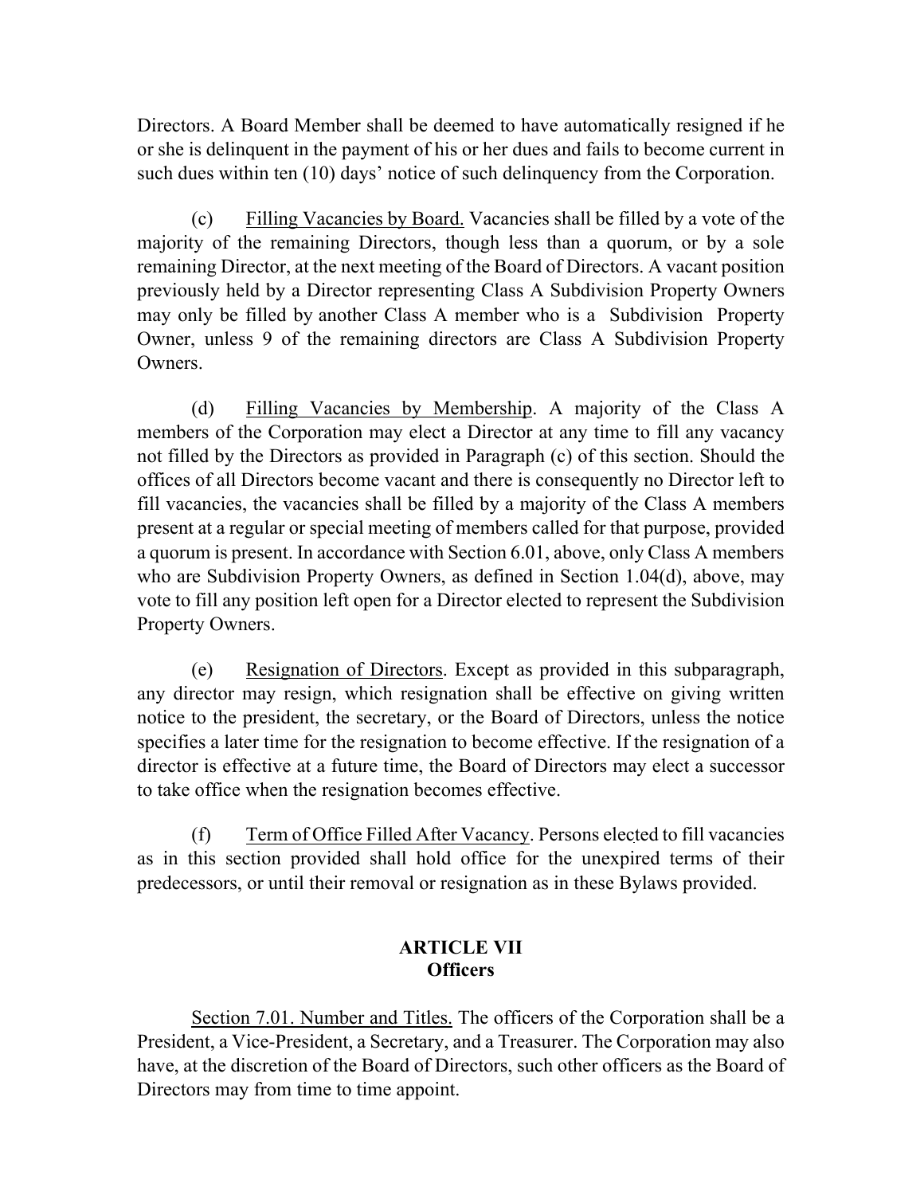Directors. A Board Member shall be deemed to have automatically resigned if he or she is delinquent in the payment of his or her dues and fails to become current in such dues within ten (10) days' notice of such delinquency from the Corporation.

(c) Filling Vacancies by Board. Vacancies shall be filled by a vote of the majority of the remaining Directors, though less than a quorum, or by a sole remaining Director, at the next meeting of the Board of Directors. A vacant position previously held by a Director representing Class A Subdivision Property Owners may only be filled by another Class A member who is a Subdivision Property Owner, unless 9 of the remaining directors are Class A Subdivision Property Owners.

(d) Filling Vacancies by Membership. A majority of the Class A members of the Corporation may elect a Director at any time to fill any vacancy not filled by the Directors as provided in Paragraph (c) of this section. Should the offices of all Directors become vacant and there is consequently no Director left to fill vacancies, the vacancies shall be filled by a majority of the Class A members present at a regular or special meeting of members called for that purpose, provided a quorum is present. In accordance with Section 6.01, above, only Class A members who are Subdivision Property Owners, as defined in Section 1.04(d), above, may vote to fill any position left open for a Director elected to represent the Subdivision Property Owners.

(e) Resignation of Directors. Except as provided in this subparagraph, any director may resign, which resignation shall be effective on giving written notice to the president, the secretary, or the Board of Directors, unless the notice specifies a later time for the resignation to become effective. If the resignation of a director is effective at a future time, the Board of Directors may elect a successor to take office when the resignation becomes effective.

(f) Term of Office Filled After Vacancy. Persons elected to fill vacancies as in this section provided shall hold office for the unexpired terms of their predecessors, or until their removal or resignation as in these Bylaws provided.

## ARTICLE VII
## Officers

Section 7.01. Number and Titles. The officers of the Corporation shall be a President, a Vice-President, a Secretary, and a Treasurer. The Corporation may also have, at the discretion of the Board of Directors, such other officers as the Board of Directors may from time to time appoint.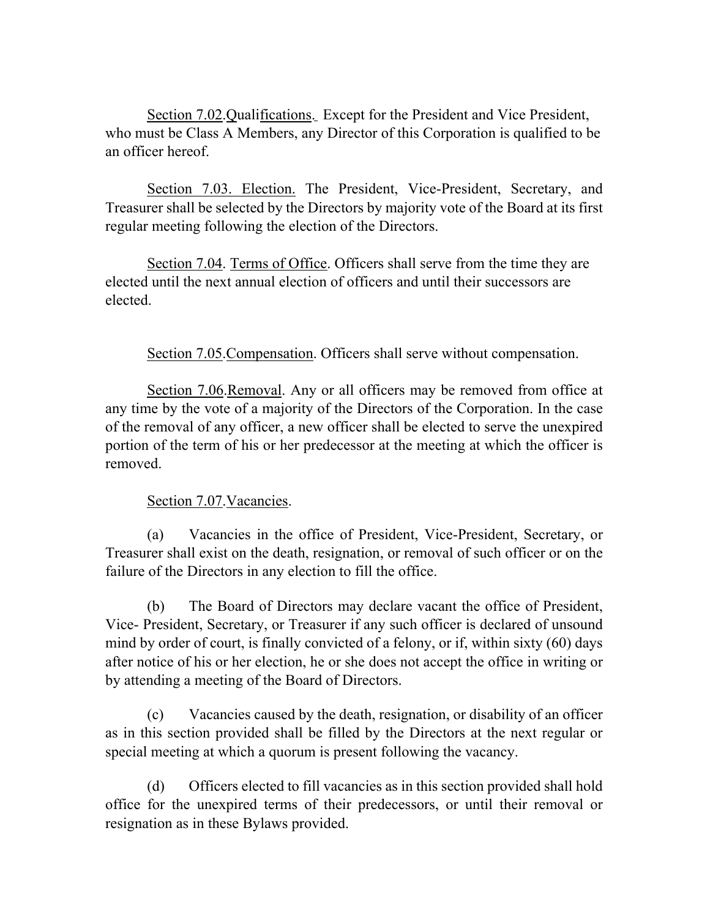Section 7.02.Qualifications. Except for the President and Vice President, who must be Class A Members, any Director of this Corporation is qualified to be an officer hereof.

Section 7.03. Election. The President, Vice-President, Secretary, and Treasurer shall be selected by the Directors by majority vote of the Board at its first regular meeting following the election of the Directors.

Section 7.04. Terms of Office. Officers shall serve from the time they are elected until the next annual election of officers and until their successors are elected.

Section 7.05.Compensation. Officers shall serve without compensation.

Section 7.06.Removal. Any or all officers may be removed from office at any time by the vote of a majority of the Directors of the Corporation. In the case of the removal of any officer, a new officer shall be elected to serve the unexpired portion of the term of his or her predecessor at the meeting at which the officer is removed.

Section 7.07.Vacancies.

(a) Vacancies in the office of President, Vice-President, Secretary, or Treasurer shall exist on the death, resignation, or removal of such officer or on the failure of the Directors in any election to fill the office.

(b) The Board of Directors may declare vacant the office of President, Vice- President, Secretary, or Treasurer if any such officer is declared of unsound mind by order of court, is finally convicted of a felony, or if, within sixty (60) days after notice of his or her election, he or she does not accept the office in writing or by attending a meeting of the Board of Directors.

(c) Vacancies caused by the death, resignation, or disability of an officer as in this section provided shall be filled by the Directors at the next regular or special meeting at which a quorum is present following the vacancy.

(d) Officers elected to fill vacancies as in this section provided shall hold office for the unexpired terms of their predecessors, or until their removal or resignation as in these Bylaws provided.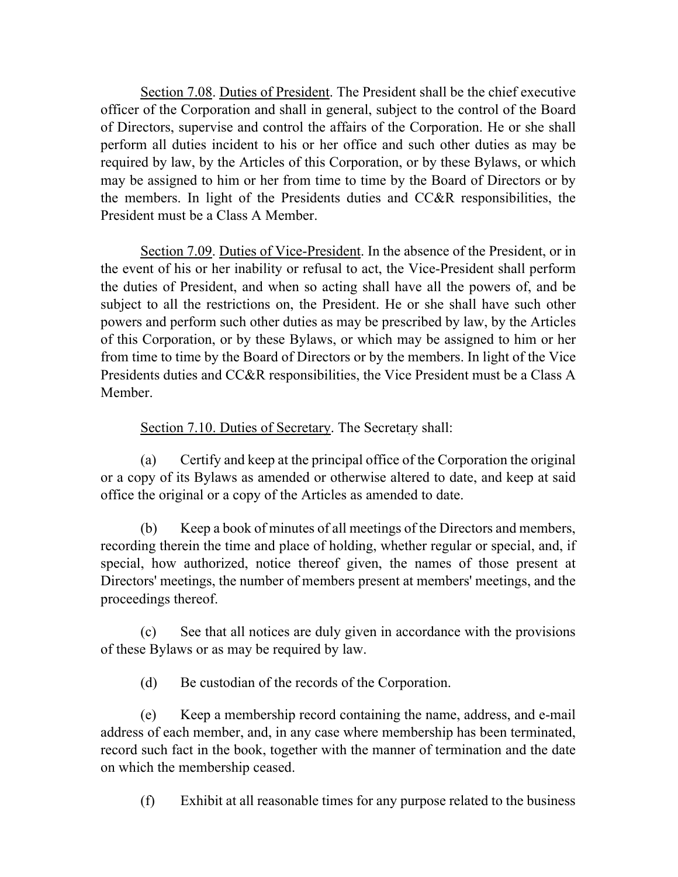<u>Section 7.08</u>. <u>Duties of President</u>. The President shall be the chief executive officer of the Corporation and shall in general, subject to the control of the Board of Directors, supervise and control the affairs of the Corporation. He or she shall perform all duties incident to his or her office and such other duties as may be required by law, by the Articles of this Corporation, or by these Bylaws, or which may be assigned to him or her from time to time by the Board of Directors or by the members. In light of the Presidents duties and CC&R responsibilities, the President must be a Class A Member.

<u>Section 7.09</u>. <u>Duties of Vice-President</u>. In the absence of the President, or in the event of his or her inability or refusal to act, the Vice-President shall perform the duties of President, and when so acting shall have all the powers of, and be subject to all the restrictions on, the President. He or she shall have such other powers and perform such other duties as may be prescribed by law, by the Articles of this Corporation, or by these Bylaws, or which may be assigned to him or her from time to time by the Board of Directors or by the members. In light of the Vice Presidents duties and CC&R responsibilities, the Vice President must be a Class A Member.

<u>Section 7.10. Duties of Secretary</u>. The Secretary shall:

(a) Certify and keep at the principal office of the Corporation the original or a copy of its Bylaws as amended or otherwise altered to date, and keep at said office the original or a copy of the Articles as amended to date.

(b) Keep a book of minutes of all meetings of the Directors and members, recording therein the time and place of holding, whether regular or special, and, if special, how authorized, notice thereof given, the names of those present at Directors' meetings, the number of members present at members' meetings, and the proceedings thereof.

(c) See that all notices are duly given in accordance with the provisions of these Bylaws or as may be required by law.

(d) Be custodian of the records of the Corporation.

(e) Keep a membership record containing the name, address, and e-mail address of each member, and, in any case where membership has been terminated, record such fact in the book, together with the manner of termination and the date on which the membership ceased.

(f) Exhibit at all reasonable times for any purpose related to the business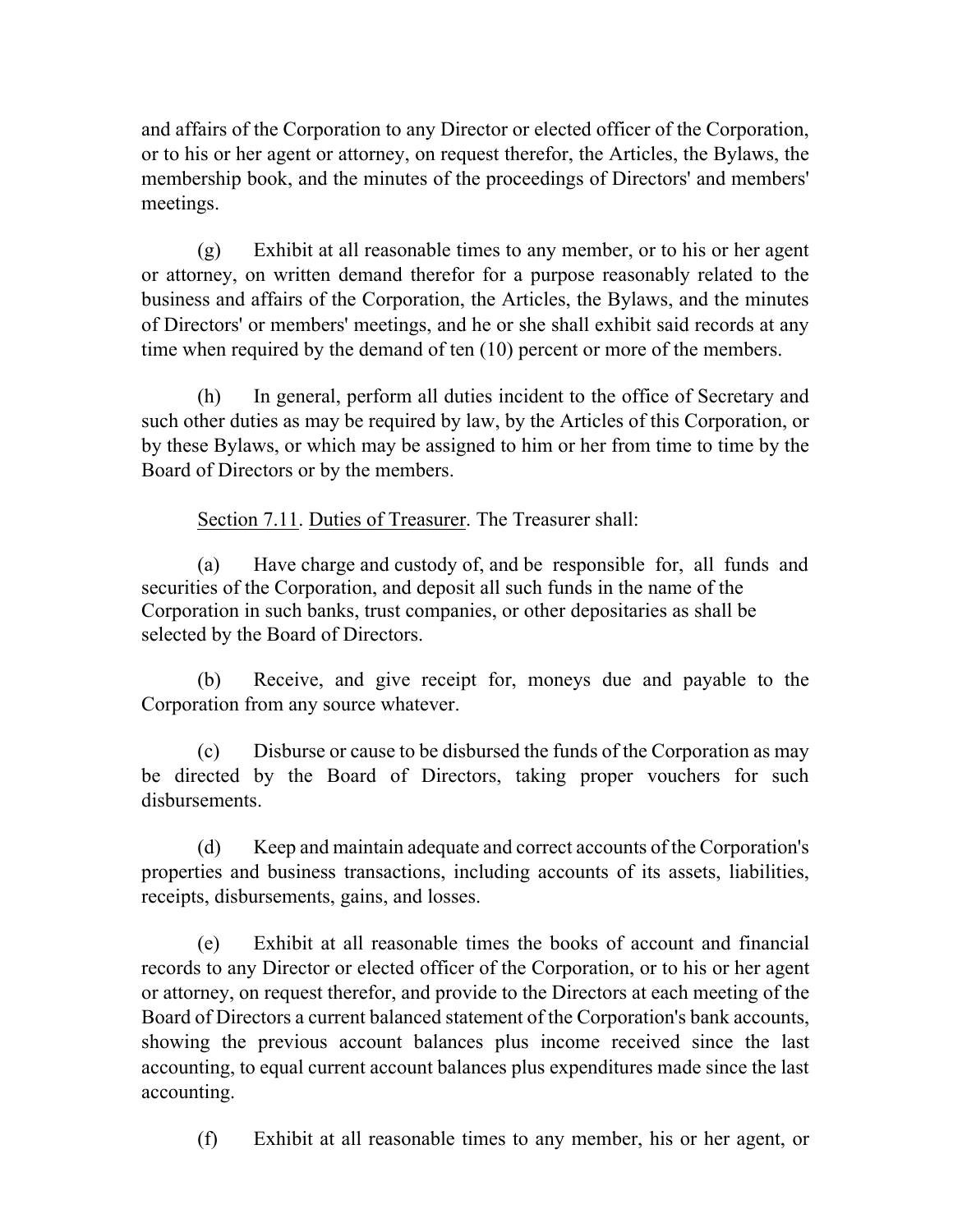and affairs of the Corporation to any Director or elected officer of the Corporation, or to his or her agent or attorney, on request therefor, the Articles, the Bylaws, the membership book, and the minutes of the proceedings of Directors' and members' meetings.

(g) Exhibit at all reasonable times to any member, or to his or her agent or attorney, on written demand therefor for a purpose reasonably related to the business and affairs of the Corporation, the Articles, the Bylaws, and the minutes of Directors' or members' meetings, and he or she shall exhibit said records at any time when required by the demand of ten (10) percent or more of the members.

(h) In general, perform all duties incident to the office of Secretary and such other duties as may be required by law, by the Articles of this Corporation, or by these Bylaws, or which may be assigned to him or her from time to time by the Board of Directors or by the members.

<u>Section 7.11</u>. <u>Duties of Treasurer</u>. The Treasurer shall:

(a) Have charge and custody of, and be responsible for, all funds and securities of the Corporation, and deposit all such funds in the name of the Corporation in such banks, trust companies, or other depositaries as shall be selected by the Board of Directors.

(b) Receive, and give receipt for, moneys due and payable to the Corporation from any source whatever.

(c) Disburse or cause to be disbursed the funds of the Corporation as may be directed by the Board of Directors, taking proper vouchers for such disbursements.

(d) Keep and maintain adequate and correct accounts of the Corporation's properties and business transactions, including accounts of its assets, liabilities, receipts, disbursements, gains, and losses.

(e) Exhibit at all reasonable times the books of account and financial records to any Director or elected officer of the Corporation, or to his or her agent or attorney, on request therefor, and provide to the Directors at each meeting of the Board of Directors a current balanced statement of the Corporation's bank accounts, showing the previous account balances plus income received since the last accounting, to equal current account balances plus expenditures made since the last accounting.

(f) Exhibit at all reasonable times to any member, his or her agent, or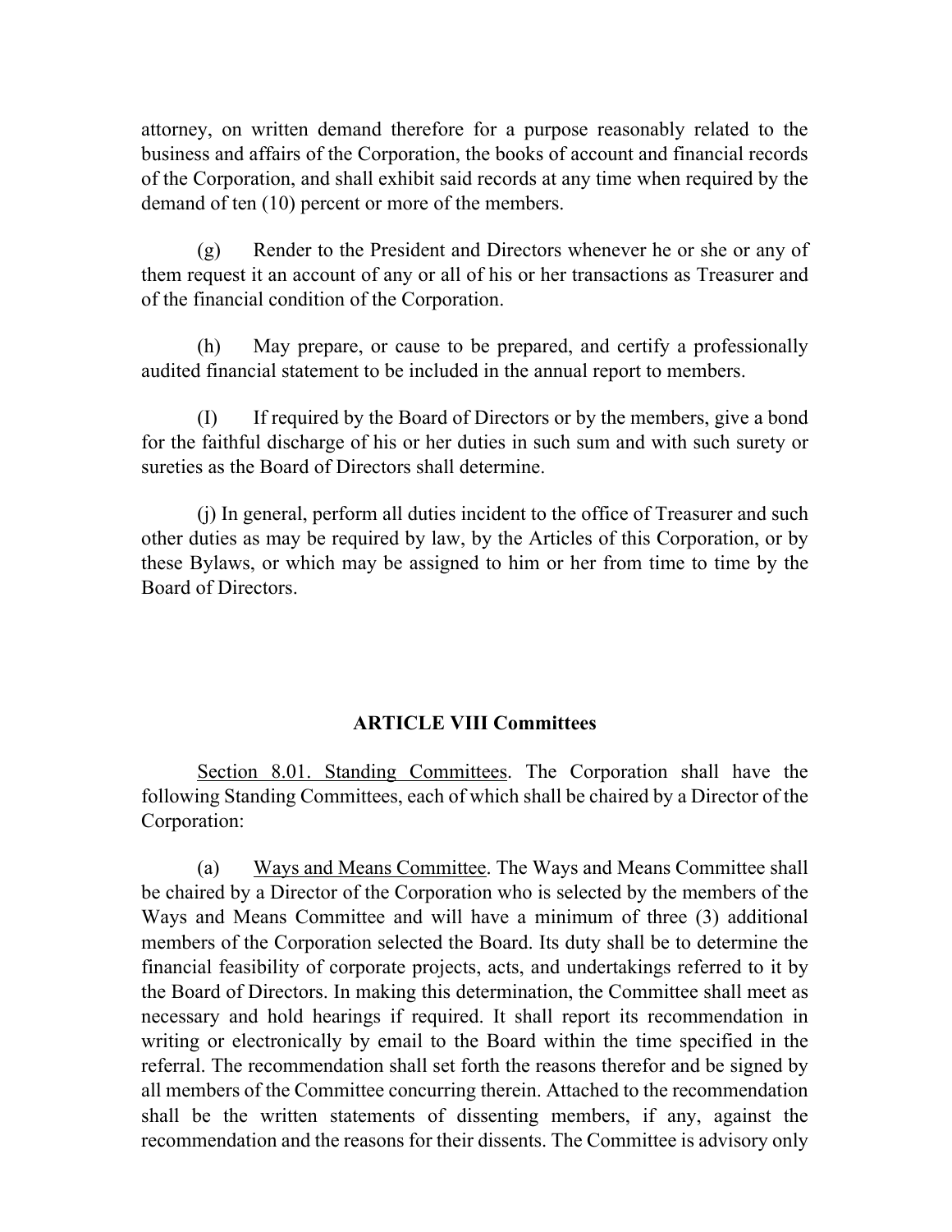attorney, on written demand therefore for a purpose reasonably related to the business and affairs of the Corporation, the books of account and financial records of the Corporation, and shall exhibit said records at any time when required by the demand of ten (10) percent or more of the members.

(g) Render to the President and Directors whenever he or she or any of them request it an account of any or all of his or her transactions as Treasurer and of the financial condition of the Corporation.

(h) May prepare, or cause to be prepared, and certify a professionally audited financial statement to be included in the annual report to members.

(I) If required by the Board of Directors or by the members, give a bond for the faithful discharge of his or her duties in such sum and with such surety or sureties as the Board of Directors shall determine.

(j) In general, perform all duties incident to the office of Treasurer and such other duties as may be required by law, by the Articles of this Corporation, or by these Bylaws, or which may be assigned to him or her from time to time by the Board of Directors.

## ARTICLE VIII Committees

<u>Section 8.01. Standing Committees</u>. The Corporation shall have the following Standing Committees, each of which shall be chaired by a Director of the Corporation:

(a) <u>Ways and Means Committee</u>. The Ways and Means Committee shall be chaired by a Director of the Corporation who is selected by the members of the Ways and Means Committee and will have a minimum of three (3) additional members of the Corporation selected the Board. Its duty shall be to determine the financial feasibility of corporate projects, acts, and undertakings referred to it by the Board of Directors. In making this determination, the Committee shall meet as necessary and hold hearings if required. It shall report its recommendation in writing or electronically by email to the Board within the time specified in the referral. The recommendation shall set forth the reasons therefor and be signed by all members of the Committee concurring therein. Attached to the recommendation shall be the written statements of dissenting members, if any, against the recommendation and the reasons for their dissents. The Committee is advisory only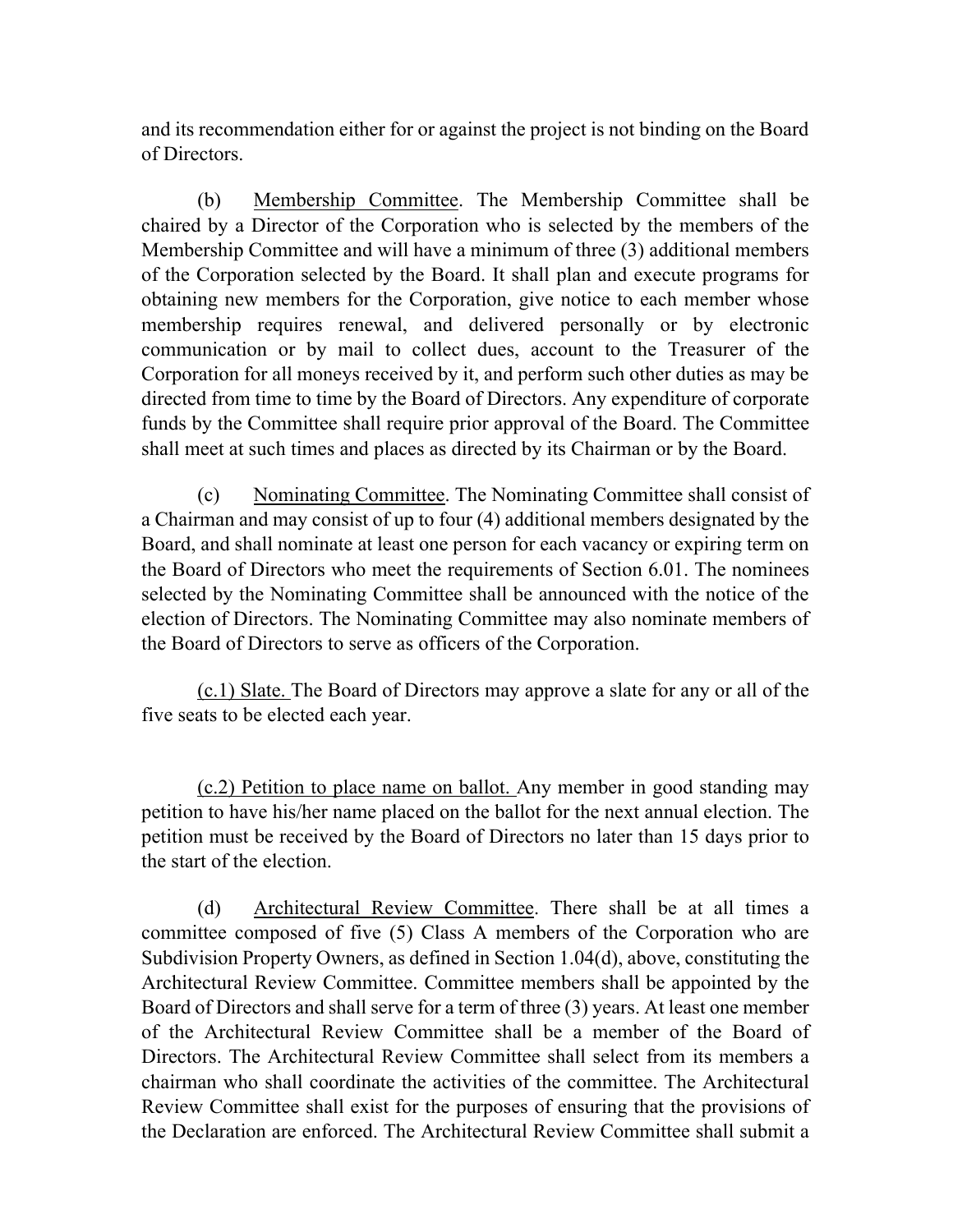and its recommendation either for or against the project is not binding on the Board of Directors.

(b) Membership Committee. The Membership Committee shall be chaired by a Director of the Corporation who is selected by the members of the Membership Committee and will have a minimum of three (3) additional members of the Corporation selected by the Board. It shall plan and execute programs for obtaining new members for the Corporation, give notice to each member whose membership requires renewal, and delivered personally or by electronic communication or by mail to collect dues, account to the Treasurer of the Corporation for all moneys received by it, and perform such other duties as may be directed from time to time by the Board of Directors. Any expenditure of corporate funds by the Committee shall require prior approval of the Board. The Committee shall meet at such times and places as directed by its Chairman or by the Board.

(c) Nominating Committee. The Nominating Committee shall consist of a Chairman and may consist of up to four (4) additional members designated by the Board, and shall nominate at least one person for each vacancy or expiring term on the Board of Directors who meet the requirements of Section 6.01. The nominees selected by the Nominating Committee shall be announced with the notice of the election of Directors. The Nominating Committee may also nominate members of the Board of Directors to serve as officers of the Corporation.

(c.1) Slate. The Board of Directors may approve a slate for any or all of the five seats to be elected each year.

(c.2) Petition to place name on ballot. Any member in good standing may petition to have his/her name placed on the ballot for the next annual election. The petition must be received by the Board of Directors no later than 15 days prior to the start of the election.

(d) Architectural Review Committee. There shall be at all times a committee composed of five (5) Class A members of the Corporation who are Subdivision Property Owners, as defined in Section 1.04(d), above, constituting the Architectural Review Committee. Committee members shall be appointed by the Board of Directors and shall serve for a term of three (3) years. At least one member of the Architectural Review Committee shall be a member of the Board of Directors. The Architectural Review Committee shall select from its members a chairman who shall coordinate the activities of the committee. The Architectural Review Committee shall exist for the purposes of ensuring that the provisions of the Declaration are enforced. The Architectural Review Committee shall submit a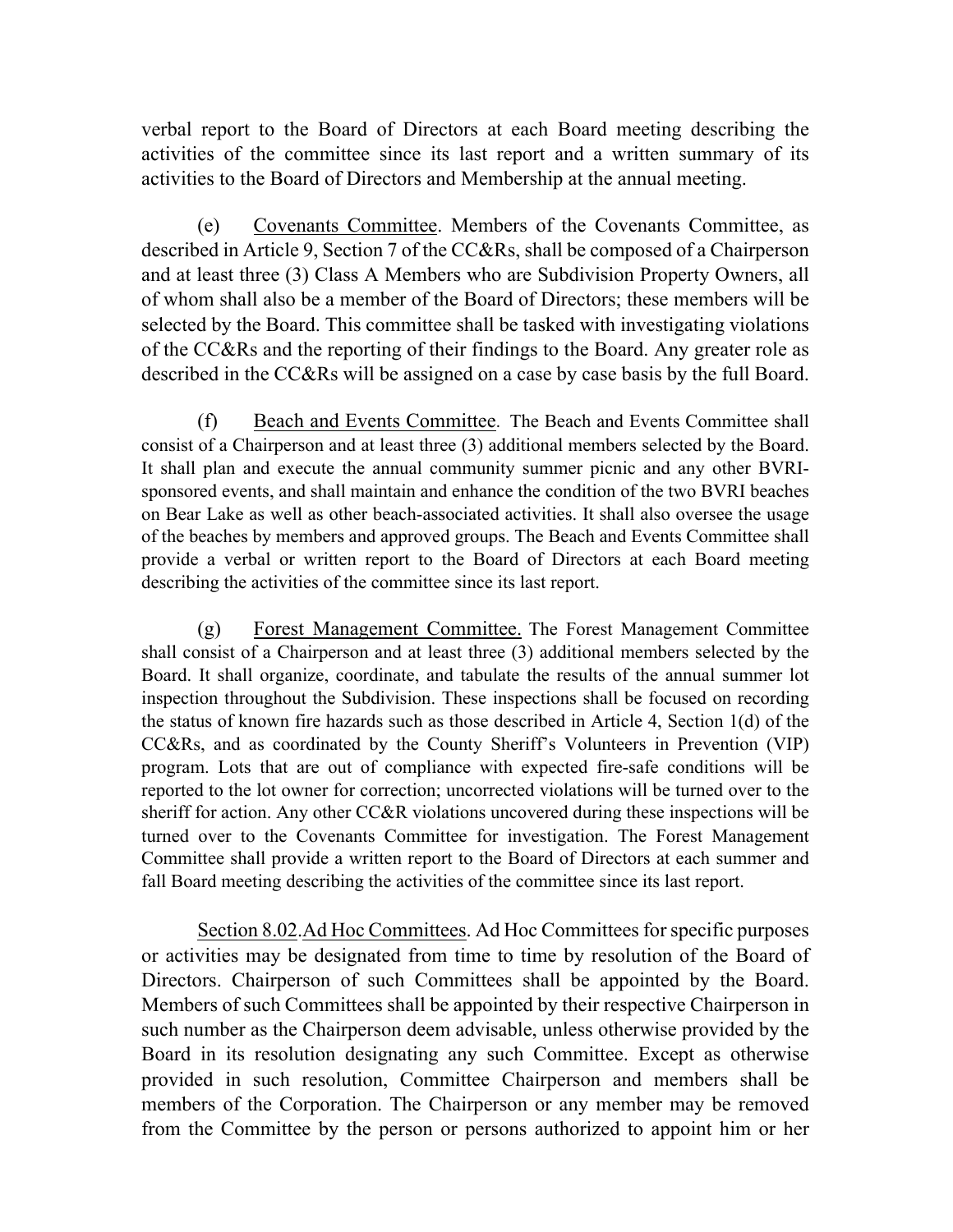verbal report to the Board of Directors at each Board meeting describing the activities of the committee since its last report and a written summary of its activities to the Board of Directors and Membership at the annual meeting.

(e) Covenants Committee. Members of the Covenants Committee, as described in Article 9, Section 7 of the CC&Rs, shall be composed of a Chairperson and at least three (3) Class A Members who are Subdivision Property Owners, all of whom shall also be a member of the Board of Directors; these members will be selected by the Board. This committee shall be tasked with investigating violations of the CC&Rs and the reporting of their findings to the Board. Any greater role as described in the CC&Rs will be assigned on a case by case basis by the full Board.

(f) Beach and Events Committee. The Beach and Events Committee shall consist of a Chairperson and at least three (3) additional members selected by the Board. It shall plan and execute the annual community summer picnic and any other BVRI-sponsored events, and shall maintain and enhance the condition of the two BVRI beaches on Bear Lake as well as other beach-associated activities. It shall also oversee the usage of the beaches by members and approved groups. The Beach and Events Committee shall provide a verbal or written report to the Board of Directors at each Board meeting describing the activities of the committee since its last report.

(g) Forest Management Committee. The Forest Management Committee shall consist of a Chairperson and at least three (3) additional members selected by the Board. It shall organize, coordinate, and tabulate the results of the annual summer lot inspection throughout the Subdivision. These inspections shall be focused on recording the status of known fire hazards such as those described in Article 4, Section 1(d) of the CC&Rs, and as coordinated by the County Sheriff's Volunteers in Prevention (VIP) program. Lots that are out of compliance with expected fire-safe conditions will be reported to the lot owner for correction; uncorrected violations will be turned over to the sheriff for action. Any other CC&R violations uncovered during these inspections will be turned over to the Covenants Committee for investigation. The Forest Management Committee shall provide a written report to the Board of Directors at each summer and fall Board meeting describing the activities of the committee since its last report.

Section 8.02. Ad Hoc Committees. Ad Hoc Committees for specific purposes or activities may be designated from time to time by resolution of the Board of Directors. Chairperson of such Committees shall be appointed by the Board. Members of such Committees shall be appointed by their respective Chairperson in such number as the Chairperson deem advisable, unless otherwise provided by the Board in its resolution designating any such Committee. Except as otherwise provided in such resolution, Committee Chairperson and members shall be members of the Corporation. The Chairperson or any member may be removed from the Committee by the person or persons authorized to appoint him or her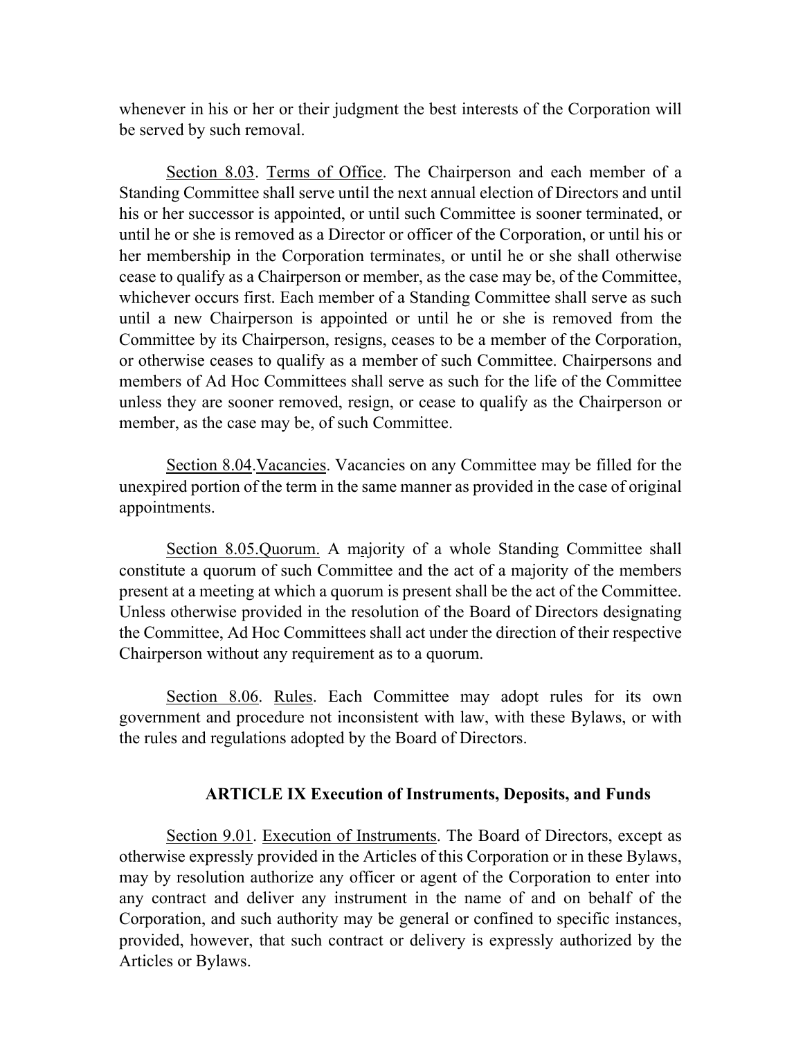whenever in his or her or their judgment the best interests of the Corporation will be served by such removal.

Section 8.03. Terms of Office. The Chairperson and each member of a Standing Committee shall serve until the next annual election of Directors and until his or her successor is appointed, or until such Committee is sooner terminated, or until he or she is removed as a Director or officer of the Corporation, or until his or her membership in the Corporation terminates, or until he or she shall otherwise cease to qualify as a Chairperson or member, as the case may be, of the Committee, whichever occurs first. Each member of a Standing Committee shall serve as such until a new Chairperson is appointed or until he or she is removed from the Committee by its Chairperson, resigns, ceases to be a member of the Corporation, or otherwise ceases to qualify as a member of such Committee. Chairpersons and members of Ad Hoc Committees shall serve as such for the life of the Committee unless they are sooner removed, resign, or cease to qualify as the Chairperson or member, as the case may be, of such Committee.

Section 8.04.Vacancies. Vacancies on any Committee may be filled for the unexpired portion of the term in the same manner as provided in the case of original appointments.

Section 8.05.Quorum. A majority of a whole Standing Committee shall constitute a quorum of such Committee and the act of a majority of the members present at a meeting at which a quorum is present shall be the act of the Committee. Unless otherwise provided in the resolution of the Board of Directors designating the Committee, Ad Hoc Committees shall act under the direction of their respective Chairperson without any requirement as to a quorum.

Section 8.06. Rules. Each Committee may adopt rules for its own government and procedure not inconsistent with law, with these Bylaws, or with the rules and regulations adopted by the Board of Directors.

## ARTICLE IX Execution of Instruments, Deposits, and Funds

Section 9.01. Execution of Instruments. The Board of Directors, except as otherwise expressly provided in the Articles of this Corporation or in these Bylaws, may by resolution authorize any officer or agent of the Corporation to enter into any contract and deliver any instrument in the name of and on behalf of the Corporation, and such authority may be general or confined to specific instances, provided, however, that such contract or delivery is expressly authorized by the Articles or Bylaws.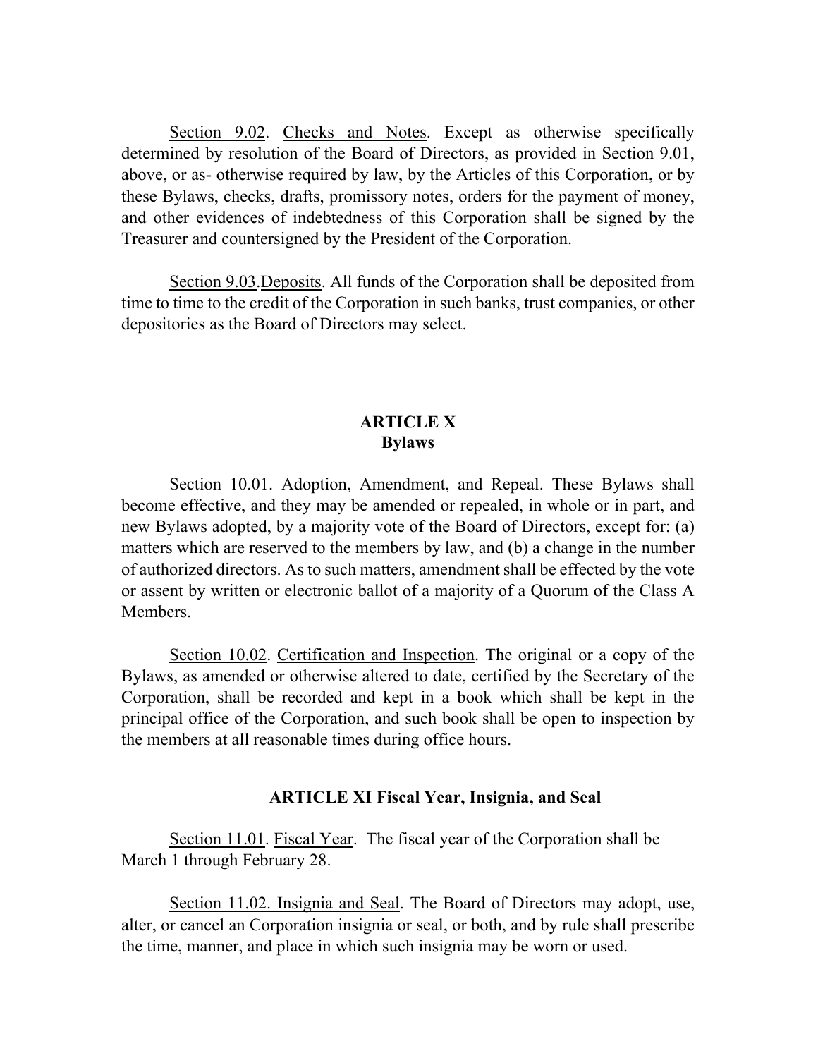Section 9.02. Checks and Notes. Except as otherwise specifically determined by resolution of the Board of Directors, as provided in Section 9.01, above, or as- otherwise required by law, by the Articles of this Corporation, or by these Bylaws, checks, drafts, promissory notes, orders for the payment of money, and other evidences of indebtedness of this Corporation shall be signed by the Treasurer and countersigned by the President of the Corporation.

Section 9.03.Deposits. All funds of the Corporation shall be deposited from time to time to the credit of the Corporation in such banks, trust companies, or other depositories as the Board of Directors may select.

## ARTICLE X
## Bylaws

Section 10.01. Adoption, Amendment, and Repeal. These Bylaws shall become effective, and they may be amended or repealed, in whole or in part, and new Bylaws adopted, by a majority vote of the Board of Directors, except for: (a) matters which are reserved to the members by law, and (b) a change in the number of authorized directors. As to such matters, amendment shall be effected by the vote or assent by written or electronic ballot of a majority of a Quorum of the Class A Members.

Section 10.02. Certification and Inspection. The original or a copy of the Bylaws, as amended or otherwise altered to date, certified by the Secretary of the Corporation, shall be recorded and kept in a book which shall be kept in the principal office of the Corporation, and such book shall be open to inspection by the members at all reasonable times during office hours.

## ARTICLE XI Fiscal Year, Insignia, and Seal

Section 11.01. Fiscal Year. The fiscal year of the Corporation shall be March 1 through February 28.

Section 11.02. Insignia and Seal. The Board of Directors may adopt, use, alter, or cancel an Corporation insignia or seal, or both, and by rule shall prescribe the time, manner, and place in which such insignia may be worn or used.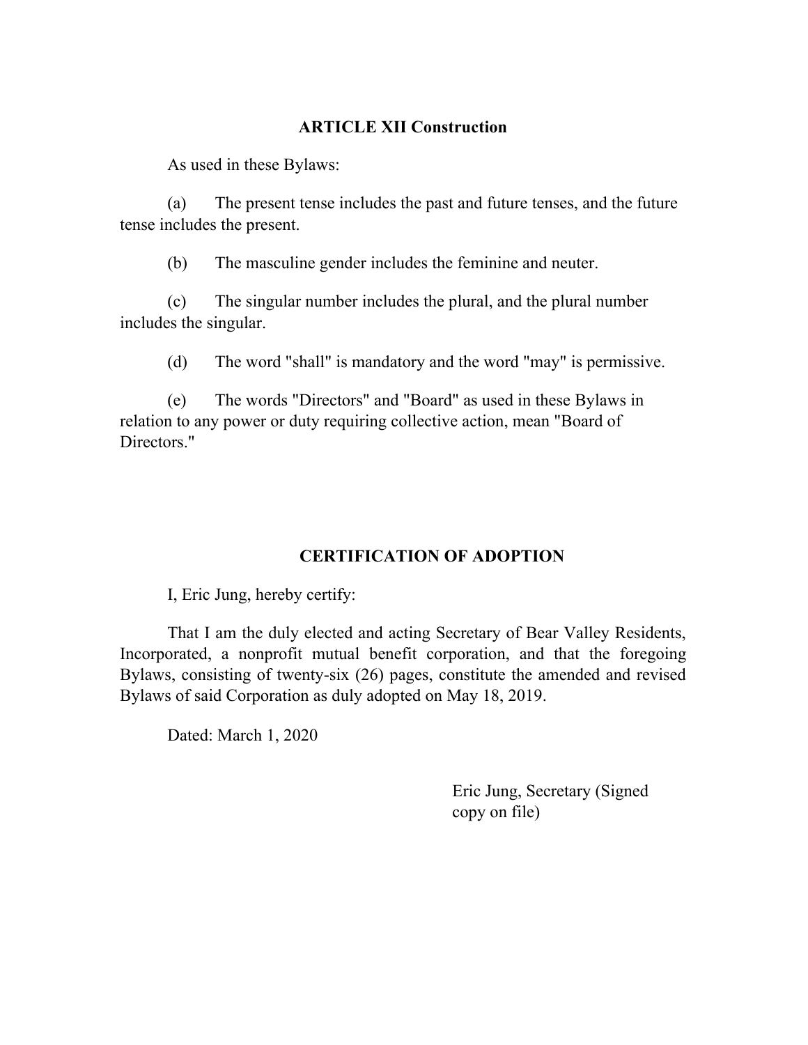## ARTICLE XII Construction

As used in these Bylaws:

(a) The present tense includes the past and future tenses, and the future tense includes the present.

(b) The masculine gender includes the feminine and neuter.

(c) The singular number includes the plural, and the plural number includes the singular.

(d) The word "shall" is mandatory and the word "may" is permissive.

(e) The words "Directors" and "Board" as used in these Bylaws in relation to any power or duty requiring collective action, mean "Board of Directors."

## CERTIFICATION OF ADOPTION

I, Eric Jung, hereby certify:

That I am the duly elected and acting Secretary of Bear Valley Residents, Incorporated, a nonprofit mutual benefit corporation, and that the foregoing Bylaws, consisting of twenty-six (26) pages, constitute the amended and revised Bylaws of said Corporation as duly adopted on May 18, 2019.

Dated: March 1, 2020

Eric Jung, Secretary (Signed copy on file)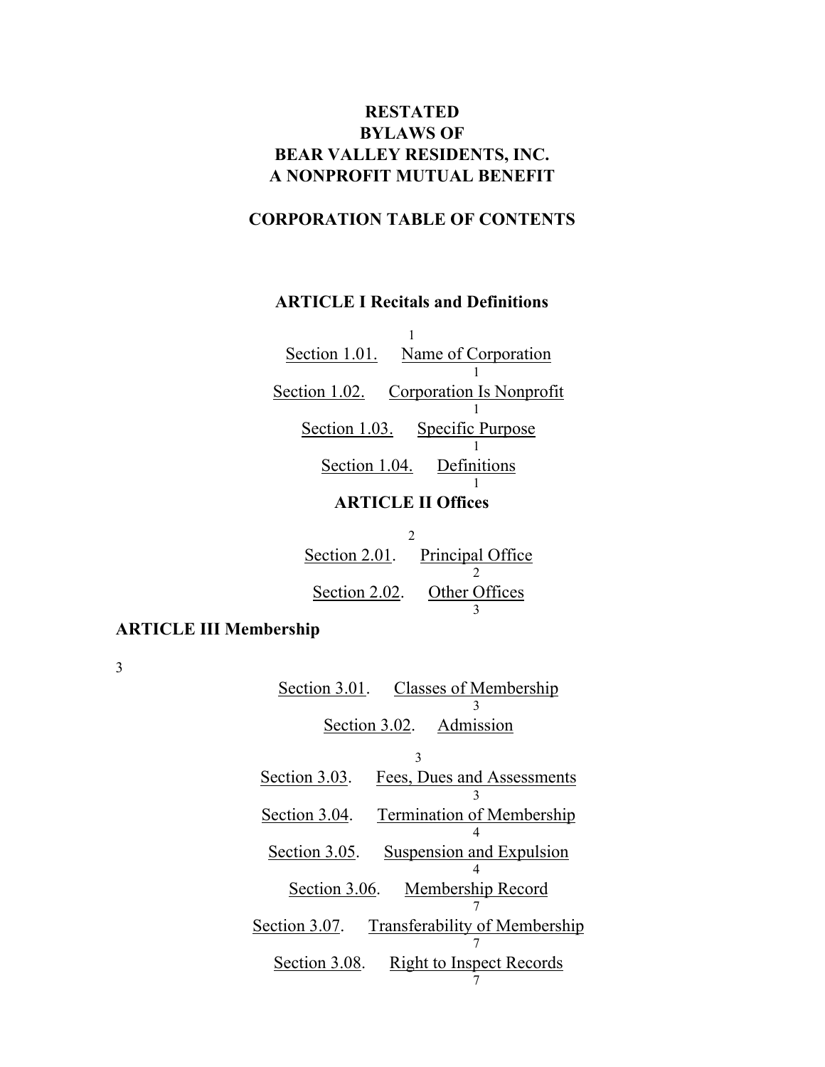**RESTATED**
**BYLAWS OF**
**BEAR VALLEY RESIDENTS, INC.**
**A NONPROFIT MUTUAL BENEFIT**

**CORPORATION TABLE OF CONTENTS**

**ARTICLE I Recitals and Definitions** 1

Section 1.01. Name of Corporation 1

Section 1.02. Corporation Is Nonprofit 1

Section 1.03. Specific Purpose 1

Section 1.04. Definitions 1

**ARTICLE II Offices** 2

Section 2.01. Principal Office 2

Section 2.02. Other Offices 3

**ARTICLE III Membership** 3

Section 3.01. Classes of Membership 3

Section 3.02. Admission 3

Section 3.03. Fees, Dues and Assessments 3

Section 3.04. Termination of Membership 4

Section 3.05. Suspension and Expulsion 4

Section 3.06. Membership Record 7

Section 3.07. Transferability of Membership 7

Section 3.08. Right to Inspect Records 7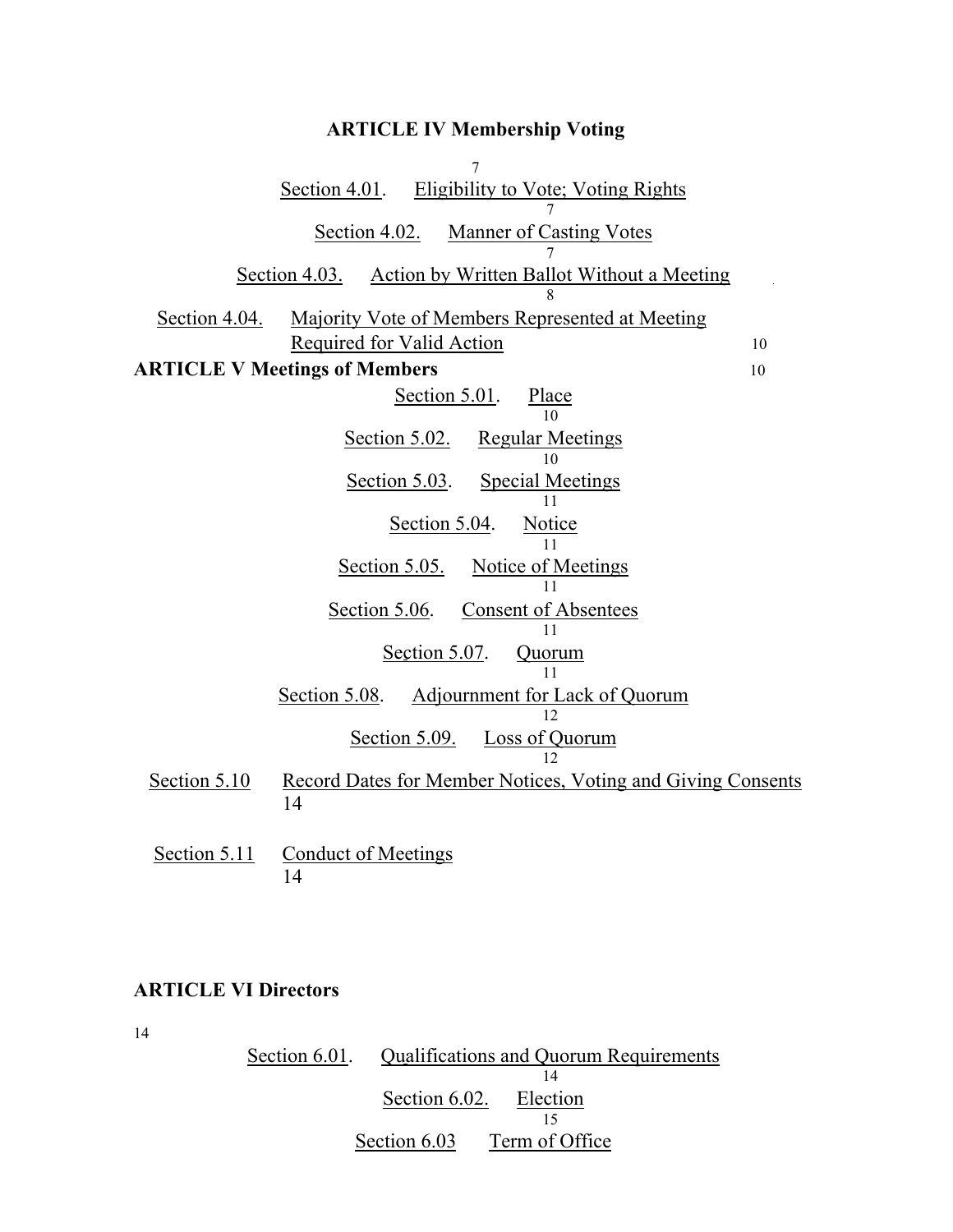**ARTICLE IV Membership Voting**

7

Section 4.01. Eligibility to Vote; Voting Rights
7

Section 4.02. Manner of Casting Votes
7

Section 4.03. Action by Written Ballot Without a Meeting
8

Section 4.04. Majority Vote of Members Represented at Meeting Required for Valid Action 10

**ARTICLE V Meetings of Members** 10

Section 5.01. Place
10

Section 5.02. Regular Meetings
10

Section 5.03. Special Meetings
11

Section 5.04. Notice
11

Section 5.05. Notice of Meetings
11

Section 5.06. Consent of Absentees
11

Section 5.07. Quorum
11

Section 5.08. Adjournment for Lack of Quorum
12

Section 5.09. Loss of Quorum
12

Section 5.10 Record Dates for Member Notices, Voting and Giving Consents
14

Section 5.11 Conduct of Meetings
14

**ARTICLE VI Directors**

14

Section 6.01. Qualifications and Quorum Requirements
14

Section 6.02. Election
15

Section 6.03 Term of Office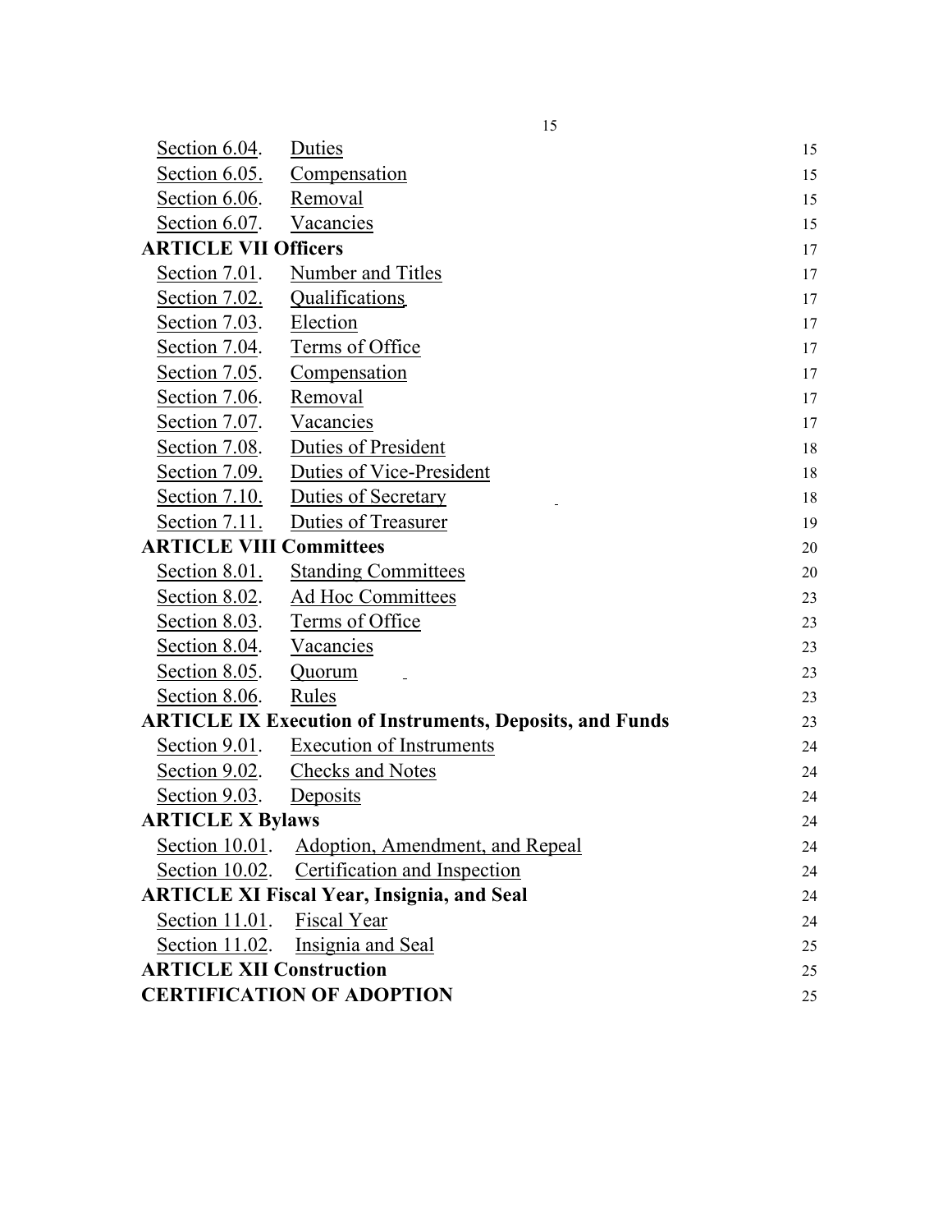| | | |
|---|---|---|
| Section 6.04. | Duties | 15 |
| Section 6.05. | Compensation | 15 |
| Section 6.06. | Removal | 15 |
| Section 6.07. | Vacancies | 15 |
| **ARTICLE VII Officers** | | 17 |
| Section 7.01. | Number and Titles | 17 |
| Section 7.02. | Qualifications | 17 |
| Section 7.03. | Election | 17 |
| Section 7.04. | Terms of Office | 17 |
| Section 7.05. | Compensation | 17 |
| Section 7.06. | Removal | 17 |
| Section 7.07. | Vacancies | 17 |
| Section 7.08. | Duties of President | 18 |
| Section 7.09. | Duties of Vice-President | 18 |
| Section 7.10. | Duties of Secretary | 18 |
| Section 7.11. | Duties of Treasurer | 19 |
| **ARTICLE VIII Committees** | | 20 |
| Section 8.01. | Standing Committees | 20 |
| Section 8.02. | Ad Hoc Committees | 23 |
| Section 8.03. | Terms of Office | 23 |
| Section 8.04. | Vacancies | 23 |
| Section 8.05. | Quorum | 23 |
| Section 8.06. | Rules | 23 |
| **ARTICLE IX Execution of Instruments, Deposits, and Funds** | | 23 |
| Section 9.01. | Execution of Instruments | 24 |
| Section 9.02. | Checks and Notes | 24 |
| Section 9.03. | Deposits | 24 |
| **ARTICLE X Bylaws** | | 24 |
| Section 10.01. | Adoption, Amendment, and Repeal | 24 |
| Section 10.02. | Certification and Inspection | 24 |
| **ARTICLE XI Fiscal Year, Insignia, and Seal** | | 24 |
| Section 11.01. | Fiscal Year | 24 |
| Section 11.02. | Insignia and Seal | 25 |
| **ARTICLE XII Construction** | | 25 |
| **CERTIFICATION OF ADOPTION** | | 25 |